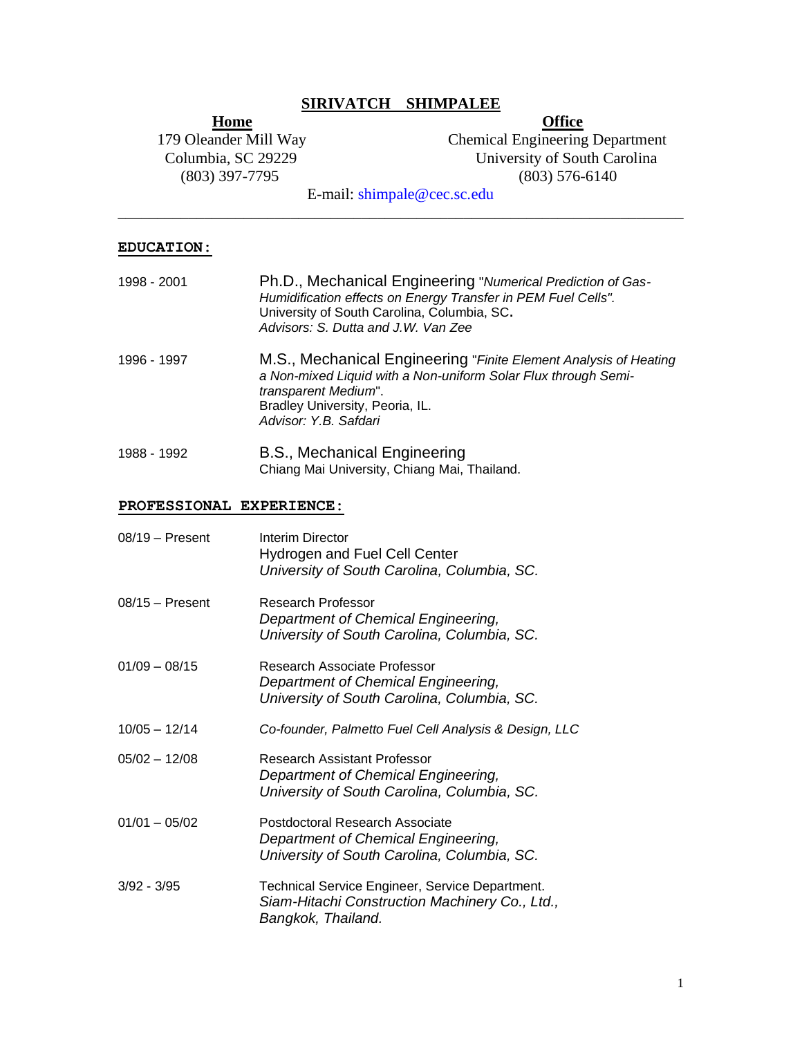# SIRIVATCH SHIMPALEE

**Home**
179 Oleander Mill Way
Columbia, SC 29229
(803) 397-7795

**Office**
Chemical Engineering Department
University of South Carolina
(803) 576-6140

E-mail: shimpale@cec.sc.edu

---

## EDUCATION:

1998 - 2001
Ph.D., Mechanical Engineering "*Numerical Prediction of Gas-Humidification effects on Energy Transfer in PEM Fuel Cells".*
University of South Carolina, Columbia, SC.
*Advisors: S. Dutta and J.W. Van Zee*

1996 - 1997
M.S., Mechanical Engineering "*Finite Element Analysis of Heating a Non-mixed Liquid with a Non-uniform Solar Flux through Semi-transparent Medium*".
Bradley University, Peoria, IL.
*Advisor: Y.B. Safdari*

1988 - 1992
B.S., Mechanical Engineering
Chiang Mai University, Chiang Mai, Thailand.

## PROFESSIONAL EXPERIENCE:

08/19 – Present
Interim Director
Hydrogen and Fuel Cell Center
*University of South Carolina, Columbia, SC.*

08/15 – Present
Research Professor
*Department of Chemical Engineering,*
*University of South Carolina, Columbia, SC.*

01/09 – 08/15
Research Associate Professor
*Department of Chemical Engineering,*
*University of South Carolina, Columbia, SC.*

10/05 – 12/14
*Co-founder, Palmetto Fuel Cell Analysis & Design, LLC*

05/02 – 12/08
Research Assistant Professor
*Department of Chemical Engineering,*
*University of South Carolina, Columbia, SC.*

01/01 – 05/02
Postdoctoral Research Associate
*Department of Chemical Engineering,*
*University of South Carolina, Columbia, SC.*

3/92 - 3/95
Technical Service Engineer, Service Department.
*Siam-Hitachi Construction Machinery Co., Ltd.,*
*Bangkok, Thailand.*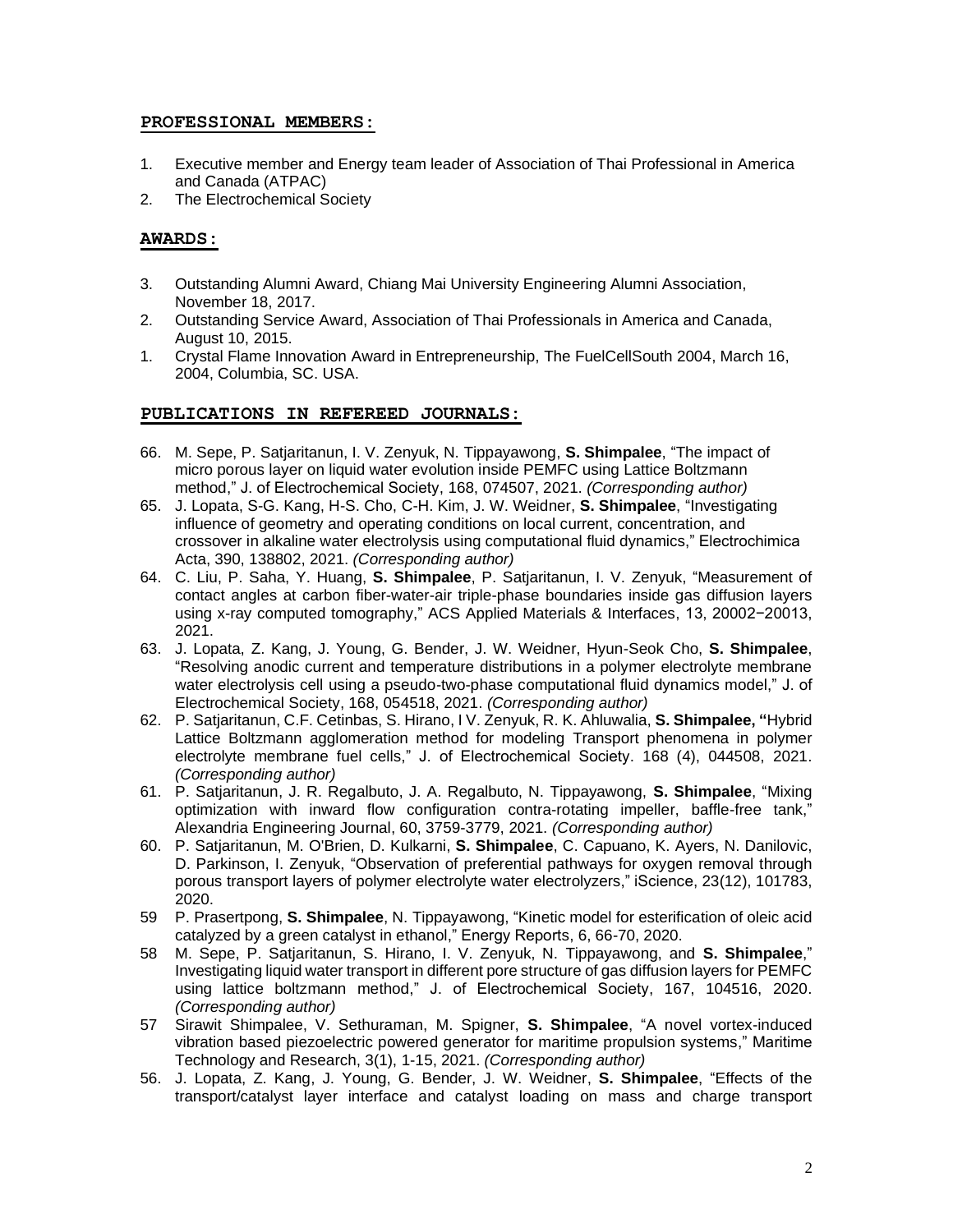## PROFESSIONAL MEMBERS:

1. Executive member and Energy team leader of Association of Thai Professional in America and Canada (ATPAC)
2. The Electrochemical Society

## AWARDS:

3. Outstanding Alumni Award, Chiang Mai University Engineering Alumni Association, November 18, 2017.
2. Outstanding Service Award, Association of Thai Professionals in America and Canada, August 10, 2015.
1. Crystal Flame Innovation Award in Entrepreneurship, The FuelCellSouth 2004, March 16, 2004, Columbia, SC. USA.

## PUBLICATIONS IN REFEREED JOURNALS:

66. M. Sepe, P. Satjaritanun, I. V. Zenyuk, N. Tippayawong, **S. Shimpalee**, "The impact of micro porous layer on liquid water evolution inside PEMFC using Lattice Boltzmann method," J. of Electrochemical Society, 168, 074507, 2021. *(Corresponding author)*
65. J. Lopata, S-G. Kang, H-S. Cho, C-H. Kim, J. W. Weidner, **S. Shimpalee**, "Investigating influence of geometry and operating conditions on local current, concentration, and crossover in alkaline water electrolysis using computational fluid dynamics," Electrochimica Acta, 390, 138802, 2021. *(Corresponding author)*
64. C. Liu, P. Saha, Y. Huang, **S. Shimpalee**, P. Satjaritanun, I. V. Zenyuk, "Measurement of contact angles at carbon fiber-water-air triple-phase boundaries inside gas diffusion layers using x-ray computed tomography," ACS Applied Materials & Interfaces, 13, 20002−20013, 2021.
63. J. Lopata, Z. Kang, J. Young, G. Bender, J. W. Weidner, Hyun-Seok Cho, **S. Shimpalee**, "Resolving anodic current and temperature distributions in a polymer electrolyte membrane water electrolysis cell using a pseudo-two-phase computational fluid dynamics model," J. of Electrochemical Society, 168, 054518, 2021. *(Corresponding author)*
62. P. Satjaritanun, C.F. Cetinbas, S. Hirano, I V. Zenyuk, R. K. Ahluwalia, **S. Shimpalee, "**Hybrid Lattice Boltzmann agglomeration method for modeling Transport phenomena in polymer electrolyte membrane fuel cells," J. of Electrochemical Society. 168 (4), 044508, 2021. *(Corresponding author)*
61. P. Satjaritanun, J. R. Regalbuto, J. A. Regalbuto, N. Tippayawong, **S. Shimpalee**, "Mixing optimization with inward flow configuration contra-rotating impeller, baffle-free tank," Alexandria Engineering Journal, 60, 3759-3779, 2021. *(Corresponding author)*
60. P. Satjaritanun, M. O'Brien, D. Kulkarni, **S. Shimpalee**, C. Capuano, K. Ayers, N. Danilovic, D. Parkinson, I. Zenyuk, "Observation of preferential pathways for oxygen removal through porous transport layers of polymer electrolyte water electrolyzers," iScience, 23(12), 101783, 2020.
59 P. Prasertpong, **S. Shimpalee**, N. Tippayawong, "Kinetic model for esterification of oleic acid catalyzed by a green catalyst in ethanol," Energy Reports, 6, 66-70, 2020.
58 M. Sepe, P. Satjaritanun, S. Hirano, I. V. Zenyuk, N. Tippayawong, and **S. Shimpalee**," Investigating liquid water transport in different pore structure of gas diffusion layers for PEMFC using lattice boltzmann method," J. of Electrochemical Society, 167, 104516, 2020. *(Corresponding author)*
57 Sirawit Shimpalee, V. Sethuraman, M. Spigner, **S. Shimpalee**, "A novel vortex-induced vibration based piezoelectric powered generator for maritime propulsion systems," Maritime Technology and Research, 3(1), 1-15, 2021. *(Corresponding author)*
56. J. Lopata, Z. Kang, J. Young, G. Bender, J. W. Weidner, **S. Shimpalee**, "Effects of the transport/catalyst layer interface and catalyst loading on mass and charge transport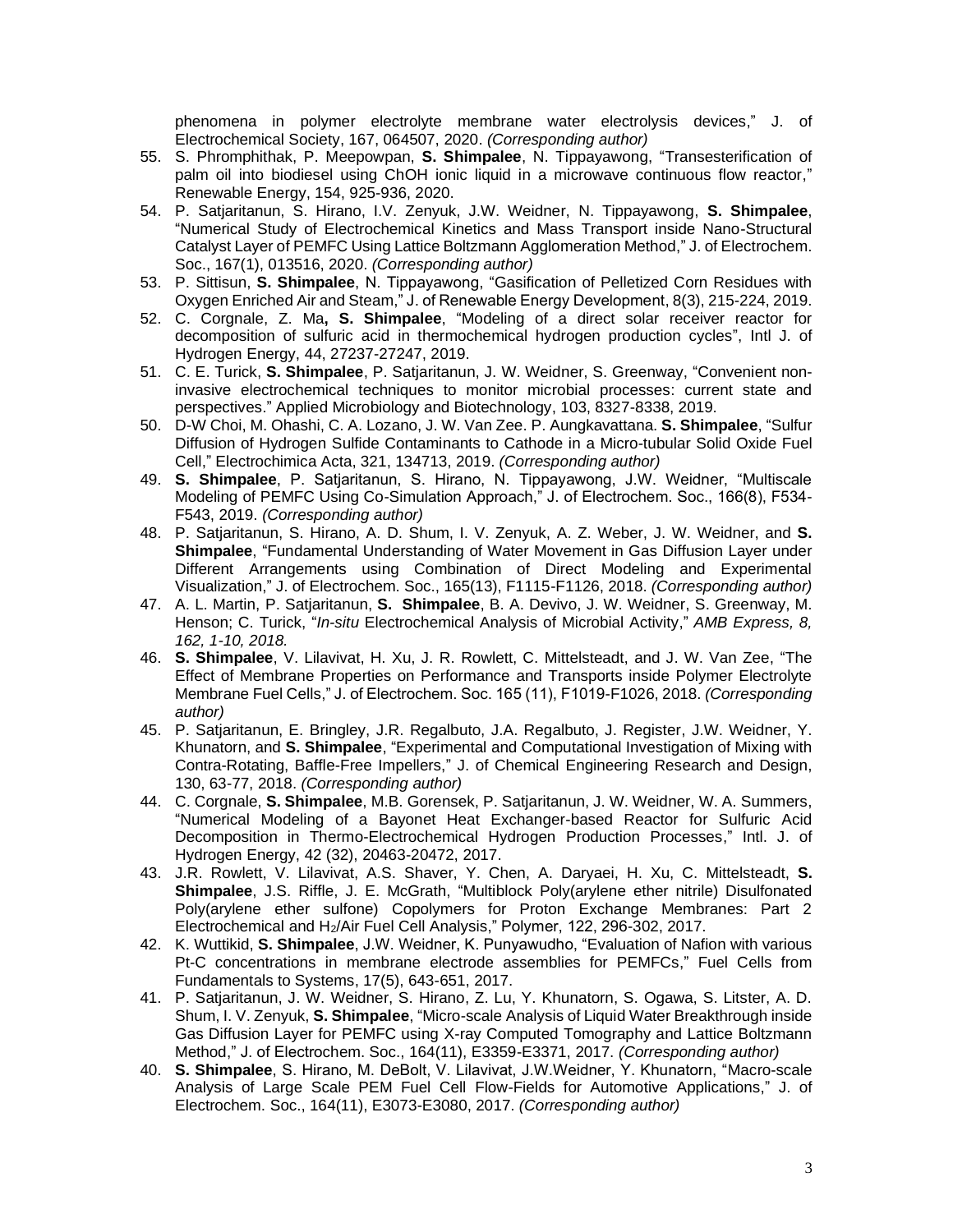phenomena in polymer electrolyte membrane water electrolysis devices," J. of Electrochemical Society, 167, 064507, 2020. *(Corresponding author)*

55. S. Phromphithak, P. Meepowpan, **S. Shimpalee**, N. Tippayawong, "Transesterification of palm oil into biodiesel using ChOH ionic liquid in a microwave continuous flow reactor," Renewable Energy, 154, 925-936, 2020.
54. P. Satjaritanun, S. Hirano, I.V. Zenyuk, J.W. Weidner, N. Tippayawong, **S. Shimpalee**, "Numerical Study of Electrochemical Kinetics and Mass Transport inside Nano-Structural Catalyst Layer of PEMFC Using Lattice Boltzmann Agglomeration Method," J. of Electrochem. Soc., 167(1), 013516, 2020. *(Corresponding author)*
53. P. Sittisun, **S. Shimpalee**, N. Tippayawong, "Gasification of Pelletized Corn Residues with Oxygen Enriched Air and Steam," J. of Renewable Energy Development, 8(3), 215-224, 2019.
52. C. Corgnale, Z. Ma**, S. Shimpalee**, "Modeling of a direct solar receiver reactor for decomposition of sulfuric acid in thermochemical hydrogen production cycles", Intl J. of Hydrogen Energy, 44, 27237-27247, 2019.
51. C. E. Turick, **S. Shimpalee**, P. Satjaritanun, J. W. Weidner, S. Greenway, "Convenient non-invasive electrochemical techniques to monitor microbial processes: current state and perspectives." Applied Microbiology and Biotechnology, 103, 8327-8338, 2019.
50. D-W Choi, M. Ohashi, C. A. Lozano, J. W. Van Zee. P. Aungkavattana. **S. Shimpalee**, "Sulfur Diffusion of Hydrogen Sulfide Contaminants to Cathode in a Micro-tubular Solid Oxide Fuel Cell," Electrochimica Acta, 321, 134713, 2019. *(Corresponding author)*
49. **S. Shimpalee**, P. Satjaritanun, S. Hirano, N. Tippayawong, J.W. Weidner, "Multiscale Modeling of PEMFC Using Co-Simulation Approach," J. of Electrochem. Soc., 166(8), F534-F543, 2019. *(Corresponding author)*
48. P. Satjaritanun, S. Hirano, A. D. Shum, I. V. Zenyuk, A. Z. Weber, J. W. Weidner, and **S. Shimpalee**, "Fundamental Understanding of Water Movement in Gas Diffusion Layer under Different Arrangements using Combination of Direct Modeling and Experimental Visualization," J. of Electrochem. Soc., 165(13), F1115-F1126, 2018. *(Corresponding author)*
47. A. L. Martin, P. Satjaritanun, **S. Shimpalee**, B. A. Devivo, J. W. Weidner, S. Greenway, M. Henson; C. Turick, "*In-situ* Electrochemical Analysis of Microbial Activity," *AMB Express, 8, 162, 1-10, 2018.*
46. **S. Shimpalee**, V. Lilavivat, H. Xu, J. R. Rowlett, C. Mittelsteadt, and J. W. Van Zee, "The Effect of Membrane Properties on Performance and Transports inside Polymer Electrolyte Membrane Fuel Cells," J. of Electrochem. Soc. 165 (11), F1019-F1026, 2018. *(Corresponding author)*
45. P. Satjaritanun, E. Bringley, J.R. Regalbuto, J.A. Regalbuto, J. Register, J.W. Weidner, Y. Khunatorn, and **S. Shimpalee**, "Experimental and Computational Investigation of Mixing with Contra-Rotating, Baffle-Free Impellers," J. of Chemical Engineering Research and Design, 130, 63-77, 2018. *(Corresponding author)*
44. C. Corgnale, **S. Shimpalee**, M.B. Gorensek, P. Satjaritanun, J. W. Weidner, W. A. Summers, "Numerical Modeling of a Bayonet Heat Exchanger-based Reactor for Sulfuric Acid Decomposition in Thermo-Electrochemical Hydrogen Production Processes," Intl. J. of Hydrogen Energy, 42 (32), 20463-20472, 2017.
43. J.R. Rowlett, V. Lilavivat, A.S. Shaver, Y. Chen, A. Daryaei, H. Xu, C. Mittelsteadt, **S. Shimpalee**, J.S. Riffle, J. E. McGrath, "Multiblock Poly(arylene ether nitrile) Disulfonated Poly(arylene ether sulfone) Copolymers for Proton Exchange Membranes: Part 2 Electrochemical and $H_2$/Air Fuel Cell Analysis," Polymer, 122, 296-302, 2017.
42. K. Wuttikid, **S. Shimpalee**, J.W. Weidner, K. Punyawudho, "Evaluation of Nafion with various Pt-C concentrations in membrane electrode assemblies for PEMFCs," Fuel Cells from Fundamentals to Systems, 17(5), 643-651, 2017.
41. P. Satjaritanun, J. W. Weidner, S. Hirano, Z. Lu, Y. Khunatorn, S. Ogawa, S. Litster, A. D. Shum, I. V. Zenyuk, **S. Shimpalee**, "Micro-scale Analysis of Liquid Water Breakthrough inside Gas Diffusion Layer for PEMFC using X-ray Computed Tomography and Lattice Boltzmann Method," J. of Electrochem. Soc., 164(11), E3359-E3371, 2017. *(Corresponding author)*
40. **S. Shimpalee**, S. Hirano, M. DeBolt, V. Lilavivat, J.W.Weidner, Y. Khunatorn, "Macro-scale Analysis of Large Scale PEM Fuel Cell Flow-Fields for Automotive Applications," J. of Electrochem. Soc., 164(11), E3073-E3080, 2017. *(Corresponding author)*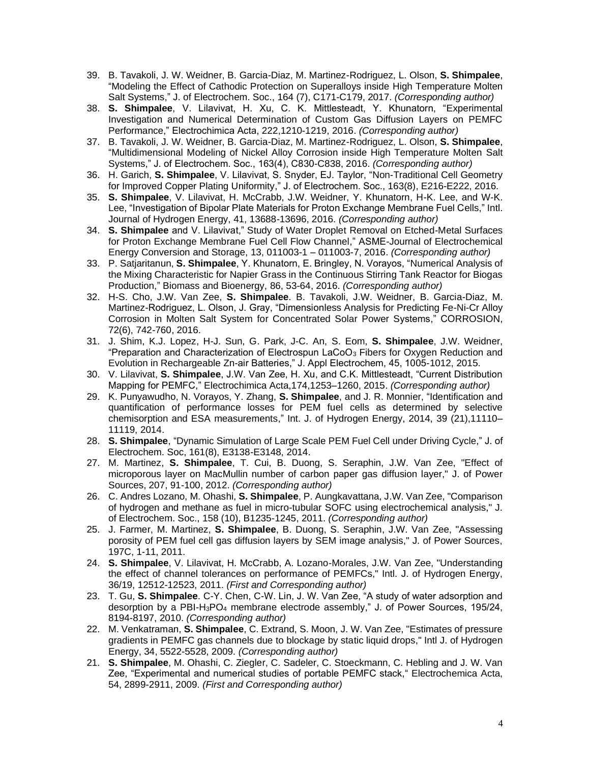39. B. Tavakoli, J. W. Weidner, B. Garcia-Diaz, M. Martinez-Rodriguez, L. Olson, **S. Shimpalee**, "Modeling the Effect of Cathodic Protection on Superalloys inside High Temperature Molten Salt Systems," J. of Electrochem. Soc., 164 (7), C171-C179, 2017. *(Corresponding author)*
38. **S. Shimpalee**, V. Lilavivat, H. Xu, C. K. Mittlesteadt, Y. Khunatorn, "Experimental Investigation and Numerical Determination of Custom Gas Diffusion Layers on PEMFC Performance," Electrochimica Acta, 222,1210-1219, 2016. *(Corresponding author)*
37. B. Tavakoli, J. W. Weidner, B. Garcia-Diaz, M. Martinez-Rodriguez, L. Olson, **S. Shimpalee**, "Multidimensional Modeling of Nickel Alloy Corrosion inside High Temperature Molten Salt Systems," J. of Electrochem. Soc., 163(4), C830-C838, 2016. *(Corresponding author)*
36. H. Garich, **S. Shimpalee**, V. Lilavivat, S. Snyder, EJ. Taylor, "Non-Traditional Cell Geometry for Improved Copper Plating Uniformity," J. of Electrochem. Soc., 163(8), E216-E222, 2016.
35. **S. Shimpalee**, V. Lilavivat, H. McCrabb, J.W. Weidner, Y. Khunatorn, H-K. Lee, and W-K. Lee, "Investigation of Bipolar Plate Materials for Proton Exchange Membrane Fuel Cells," Intl. Journal of Hydrogen Energy, 41, 13688-13696, 2016. *(Corresponding author)*
34. **S. Shimpalee** and V. Lilavivat," Study of Water Droplet Removal on Etched-Metal Surfaces for Proton Exchange Membrane Fuel Cell Flow Channel," ASME-Journal of Electrochemical Energy Conversion and Storage, 13, 011003-1 – 011003-7, 2016. *(Corresponding author)*
33. P. Satjaritanun, **S. Shimpalee**, Y. Khunatorn, E. Bringley, N. Vorayos, "Numerical Analysis of the Mixing Characteristic for Napier Grass in the Continuous Stirring Tank Reactor for Biogas Production," Biomass and Bioenergy, 86, 53-64, 2016. *(Corresponding author)*
32. H-S. Cho, J.W. Van Zee, **S. Shimpalee**. B. Tavakoli, J.W. Weidner, B. Garcia-Diaz, M. Martinez-Rodriguez, L. Olson, J. Gray, "Dimensionless Analysis for Predicting Fe-Ni-Cr Alloy Corrosion in Molten Salt System for Concentrated Solar Power Systems," CORROSION, 72(6), 742-760, 2016.
31. J. Shim, K.J. Lopez, H-J. Sun, G. Park, J-C. An, S. Eom, **S. Shimpalee**, J.W. Weidner, "Preparation and Characterization of Electrospun $LaCoO_3$ Fibers for Oxygen Reduction and Evolution in Rechargeable Zn-air Batteries," J. Appl Electrochem, 45, 1005-1012, 2015.
30. V. Lilavivat, **S. Shimpalee**, J.W. Van Zee, H. Xu, and C.K. Mittlesteadt, "Current Distribution Mapping for PEMFC," Electrochimica Acta,174,1253–1260, 2015. *(Corresponding author)*
29. K. Punyawudho, N. Vorayos, Y. Zhang, **S. Shimpalee**, and J. R. Monnier, "Identification and quantification of performance losses for PEM fuel cells as determined by selective chemisorption and ESA measurements," Int. J. of Hydrogen Energy, 2014, 39 (21),11110–11119, 2014.
28. **S. Shimpalee**, "Dynamic Simulation of Large Scale PEM Fuel Cell under Driving Cycle," J. of Electrochem. Soc, 161(8), E3138-E3148, 2014.
27. M. Martinez, **S. Shimpalee**, T. Cui, B. Duong, S. Seraphin, J.W. Van Zee, "Effect of microporous layer on MacMullin number of carbon paper gas diffusion layer," J. of Power Sources, 207, 91-100, 2012. *(Corresponding author)*
26. C. Andres Lozano, M. Ohashi, **S. Shimpalee**, P. Aungkavattana, J.W. Van Zee, "Comparison of hydrogen and methane as fuel in micro-tubular SOFC using electrochemical analysis," J. of Electrochem. Soc., 158 (10), B1235-1245, 2011. *(Corresponding author)*
25. J. Farmer, M. Martinez, **S. Shimpalee**, B. Duong, S. Seraphin, J.W. Van Zee, "Assessing porosity of PEM fuel cell gas diffusion layers by SEM image analysis," J. of Power Sources, 197C, 1-11, 2011.
24. **S. Shimpalee**, V. Lilavivat, H. McCrabb, A. Lozano-Morales, J.W. Van Zee, "Understanding the effect of channel tolerances on performance of PEMFCs," Intl. J. of Hydrogen Energy, 36/19, 12512-12523, 2011. *(First and Corresponding author)*
23. T. Gu, **S. Shimpalee**. C-Y. Chen, C-W. Lin, J. W. Van Zee, "A study of water adsorption and desorption by a PBI-$H_3PO_4$ membrane electrode assembly," J. of Power Sources, 195/24, 8194-8197, 2010. *(Corresponding author)*
22. M. Venkatraman, **S. Shimpalee**, C. Extrand, S. Moon, J. W. Van Zee, "Estimates of pressure gradients in PEMFC gas channels due to blockage by static liquid drops," Intl J. of Hydrogen Energy, 34, 5522-5528, 2009. *(Corresponding author)*
21. **S. Shimpalee**, M. Ohashi, C. Ziegler, C. Sadeler, C. Stoeckmann, C. Hebling and J. W. Van Zee, "Experimental and numerical studies of portable PEMFC stack," Electrochemica Acta, 54, 2899-2911, 2009. *(First and Corresponding author)*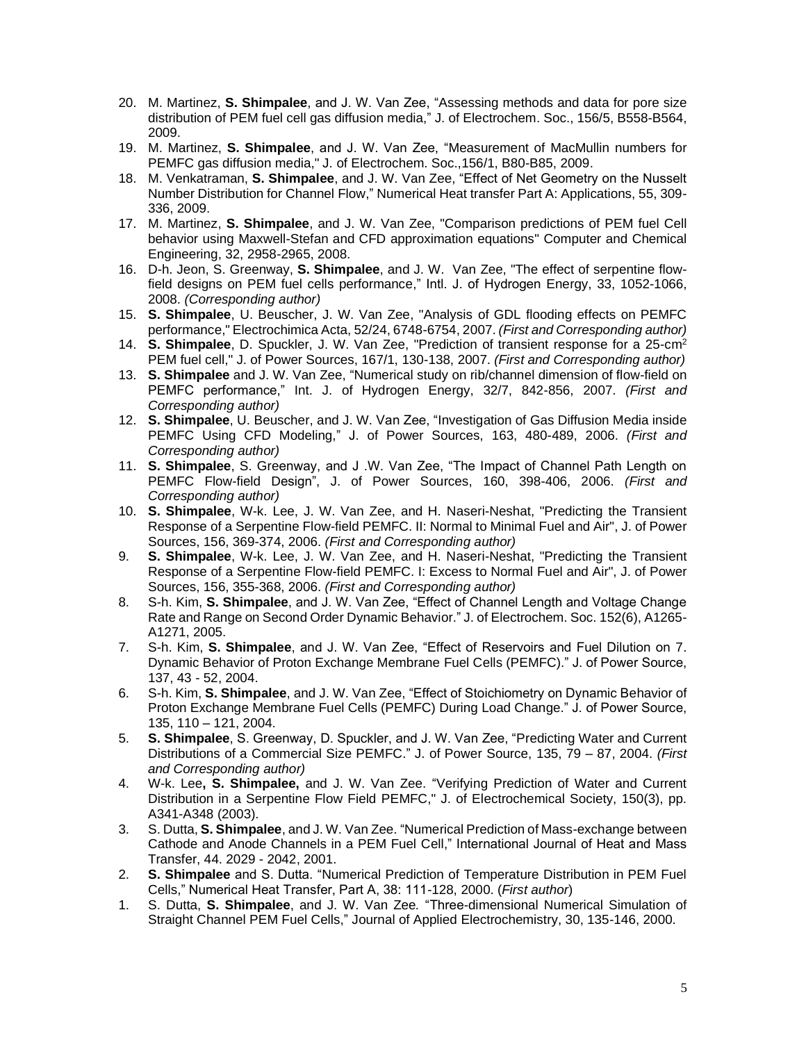20. M. Martinez, **S. Shimpalee**, and J. W. Van Zee, “Assessing methods and data for pore size distribution of PEM fuel cell gas diffusion media,” J. of Electrochem. Soc., 156/5, B558-B564, 2009.
19. M. Martinez, **S. Shimpalee**, and J. W. Van Zee, “Measurement of MacMullin numbers for PEMFC gas diffusion media," J. of Electrochem. Soc.,156/1, B80-B85, 2009.
18. M. Venkatraman, **S. Shimpalee**, and J. W. Van Zee, “Effect of Net Geometry on the Nusselt Number Distribution for Channel Flow,” Numerical Heat transfer Part A: Applications, 55, 309-336, 2009.
17. M. Martinez, **S. Shimpalee**, and J. W. Van Zee, "Comparison predictions of PEM fuel Cell behavior using Maxwell-Stefan and CFD approximation equations" Computer and Chemical Engineering, 32, 2958-2965, 2008.
16. D-h. Jeon, S. Greenway, **S. Shimpalee**, and J. W. Van Zee, "The effect of serpentine flow-field designs on PEM fuel cells performance," Intl. J. of Hydrogen Energy, 33, 1052-1066, 2008. *(Corresponding author)*
15. **S. Shimpalee**, U. Beuscher, J. W. Van Zee, "Analysis of GDL flooding effects on PEMFC performance," Electrochimica Acta, 52/24, 6748-6754, 2007. *(First and Corresponding author)*
14. **S. Shimpalee**, D. Spuckler, J. W. Van Zee, "Prediction of transient response for a 25-cm$^2$ PEM fuel cell," J. of Power Sources, 167/1, 130-138, 2007. *(First and Corresponding author)*
13. **S. Shimpalee** and J. W. Van Zee, “Numerical study on rib/channel dimension of flow-field on PEMFC performance,” Int. J. of Hydrogen Energy, 32/7, 842-856, 2007. *(First and Corresponding author)*
12. **S. Shimpalee**, U. Beuscher, and J. W. Van Zee, “Investigation of Gas Diffusion Media inside PEMFC Using CFD Modeling,” J. of Power Sources, 163, 480-489, 2006. *(First and Corresponding author)*
11. **S. Shimpalee**, S. Greenway, and J .W. Van Zee, “The Impact of Channel Path Length on PEMFC Flow-field Design”, J. of Power Sources, 160, 398-406, 2006. *(First and Corresponding author)*
10. **S. Shimpalee**, W-k. Lee, J. W. Van Zee, and H. Naseri-Neshat, "Predicting the Transient Response of a Serpentine Flow-field PEMFC. II: Normal to Minimal Fuel and Air", J. of Power Sources, 156, 369-374, 2006. *(First and Corresponding author)*
9. **S. Shimpalee**, W-k. Lee, J. W. Van Zee, and H. Naseri-Neshat, "Predicting the Transient Response of a Serpentine Flow-field PEMFC. I: Excess to Normal Fuel and Air", J. of Power Sources, 156, 355-368, 2006. *(First and Corresponding author)*
8. S-h. Kim, **S. Shimpalee**, and J. W. Van Zee, “Effect of Channel Length and Voltage Change Rate and Range on Second Order Dynamic Behavior.” J. of Electrochem. Soc. 152(6), A1265-A1271, 2005.
7. S-h. Kim, **S. Shimpalee**, and J. W. Van Zee, “Effect of Reservoirs and Fuel Dilution on 7. Dynamic Behavior of Proton Exchange Membrane Fuel Cells (PEMFC).” J. of Power Source, 137, 43 - 52, 2004.
6. S-h. Kim, **S. Shimpalee**, and J. W. Van Zee, “Effect of Stoichiometry on Dynamic Behavior of Proton Exchange Membrane Fuel Cells (PEMFC) During Load Change.” J. of Power Source, 135, 110 – 121, 2004.
5. **S. Shimpalee**, S. Greenway, D. Spuckler, and J. W. Van Zee, “Predicting Water and Current Distributions of a Commercial Size PEMFC.” J. of Power Source, 135, 79 – 87, 2004. *(First and Corresponding author)*
4. W-k. Lee**, S. Shimpalee,** and J. W. Van Zee. “Verifying Prediction of Water and Current Distribution in a Serpentine Flow Field PEMFC," J. of Electrochemical Society, 150(3), pp. A341-A348 (2003).
3. S. Dutta, **S. Shimpalee**, and J. W. Van Zee. “Numerical Prediction of Mass-exchange between Cathode and Anode Channels in a PEM Fuel Cell,” International Journal of Heat and Mass Transfer, 44. 2029 - 2042, 2001.
2. **S. Shimpalee** and S. Dutta. “Numerical Prediction of Temperature Distribution in PEM Fuel Cells,” Numerical Heat Transfer, Part A, 38: 111-128, 2000. (*First author*)
1. S. Dutta, **S. Shimpalee**, and J. W. Van Zee. “Three-dimensional Numerical Simulation of Straight Channel PEM Fuel Cells,” Journal of Applied Electrochemistry, 30, 135-146, 2000.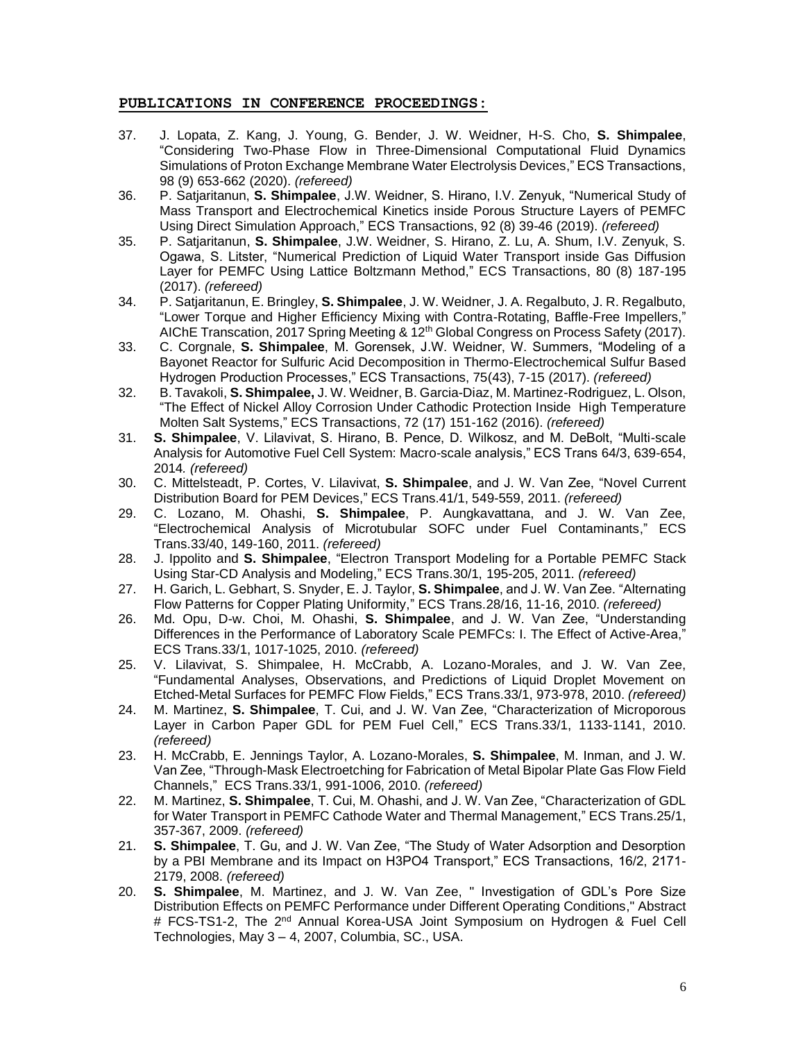## PUBLICATIONS IN CONFERENCE PROCEEDINGS:

37. J. Lopata, Z. Kang, J. Young, G. Bender, J. W. Weidner, H-S. Cho, **S. Shimpalee**, "Considering Two-Phase Flow in Three-Dimensional Computational Fluid Dynamics Simulations of Proton Exchange Membrane Water Electrolysis Devices," ECS Transactions, 98 (9) 653-662 (2020). *(refereed)*
36. P. Satjaritanun, **S. Shimpalee**, J.W. Weidner, S. Hirano, I.V. Zenyuk, "Numerical Study of Mass Transport and Electrochemical Kinetics inside Porous Structure Layers of PEMFC Using Direct Simulation Approach," ECS Transactions, 92 (8) 39-46 (2019). *(refereed)*
35. P. Satjaritanun, **S. Shimpalee**, J.W. Weidner, S. Hirano, Z. Lu, A. Shum, I.V. Zenyuk, S. Ogawa, S. Litster, "Numerical Prediction of Liquid Water Transport inside Gas Diffusion Layer for PEMFC Using Lattice Boltzmann Method," ECS Transactions, 80 (8) 187-195 (2017). *(refereed)*
34. P. Satjaritanun, E. Bringley, **S. Shimpalee**, J. W. Weidner, J. A. Regalbuto, J. R. Regalbuto, "Lower Torque and Higher Efficiency Mixing with Contra-Rotating, Baffle-Free Impellers," AIChE Transcation, 2017 Spring Meeting & 12th Global Congress on Process Safety (2017).
33. C. Corgnale, **S. Shimpalee**, M. Gorensek, J.W. Weidner, W. Summers, "Modeling of a Bayonet Reactor for Sulfuric Acid Decomposition in Thermo-Electrochemical Sulfur Based Hydrogen Production Processes," ECS Transactions, 75(43), 7-15 (2017). *(refereed)*
32. B. Tavakoli, **S. Shimpalee,** J. W. Weidner, B. Garcia-Diaz, M. Martinez-Rodriguez, L. Olson, "The Effect of Nickel Alloy Corrosion Under Cathodic Protection Inside High Temperature Molten Salt Systems," ECS Transactions, 72 (17) 151-162 (2016). *(refereed)*
31. **S. Shimpalee**, V. Lilavivat, S. Hirano, B. Pence, D. Wilkosz, and M. DeBolt, "Multi-scale Analysis for Automotive Fuel Cell System: Macro-scale analysis," ECS Trans 64/3, 639-654, 2014*. (refereed)*
30. C. Mittelsteadt, P. Cortes, V. Lilavivat, **S. Shimpalee**, and J. W. Van Zee, "Novel Current Distribution Board for PEM Devices," ECS Trans.41/1, 549-559, 2011. *(refereed)*
29. C. Lozano, M. Ohashi, **S. Shimpalee**, P. Aungkavattana, and J. W. Van Zee, "Electrochemical Analysis of Microtubular SOFC under Fuel Contaminants," ECS Trans.33/40, 149-160, 2011. *(refereed)*
28. J. Ippolito and **S. Shimpalee**, "Electron Transport Modeling for a Portable PEMFC Stack Using Star-CD Analysis and Modeling," ECS Trans.30/1, 195-205, 2011. *(refereed)*
27. H. Garich, L. Gebhart, S. Snyder, E. J. Taylor, **S. Shimpalee**, and J. W. Van Zee. "Alternating Flow Patterns for Copper Plating Uniformity," ECS Trans.28/16, 11-16, 2010. *(refereed)*
26. Md. Opu, D-w. Choi, M. Ohashi, **S. Shimpalee**, and J. W. Van Zee, "Understanding Differences in the Performance of Laboratory Scale PEMFCs: I. The Effect of Active-Area," ECS Trans.33/1, 1017-1025, 2010. *(refereed)*
25. V. Lilavivat, S. Shimpalee, H. McCrabb, A. Lozano-Morales, and J. W. Van Zee, "Fundamental Analyses, Observations, and Predictions of Liquid Droplet Movement on Etched-Metal Surfaces for PEMFC Flow Fields," ECS Trans.33/1, 973-978, 2010. *(refereed)*
24. M. Martinez, **S. Shimpalee**, T. Cui, and J. W. Van Zee, "Characterization of Microporous Layer in Carbon Paper GDL for PEM Fuel Cell," ECS Trans.33/1, 1133-1141, 2010. *(refereed)*
23. H. McCrabb, E. Jennings Taylor, A. Lozano-Morales, **S. Shimpalee**, M. Inman, and J. W. Van Zee, "Through-Mask Electroetching for Fabrication of Metal Bipolar Plate Gas Flow Field Channels," ECS Trans.33/1, 991-1006, 2010. *(refereed)*
22. M. Martinez, **S. Shimpalee**, T. Cui, M. Ohashi, and J. W. Van Zee, "Characterization of GDL for Water Transport in PEMFC Cathode Water and Thermal Management," ECS Trans.25/1, 357-367, 2009. *(refereed)*
21. **S. Shimpalee**, T. Gu, and J. W. Van Zee, "The Study of Water Adsorption and Desorption by a PBI Membrane and its Impact on H3PO4 Transport," ECS Transactions, 16/2, 2171-2179, 2008. *(refereed)*
20. **S. Shimpalee**, M. Martinez, and J. W. Van Zee, " Investigation of GDL's Pore Size Distribution Effects on PEMFC Performance under Different Operating Conditions," Abstract # FCS-TS1-2, The 2nd Annual Korea-USA Joint Symposium on Hydrogen & Fuel Cell Technologies, May 3 – 4, 2007, Columbia, SC., USA.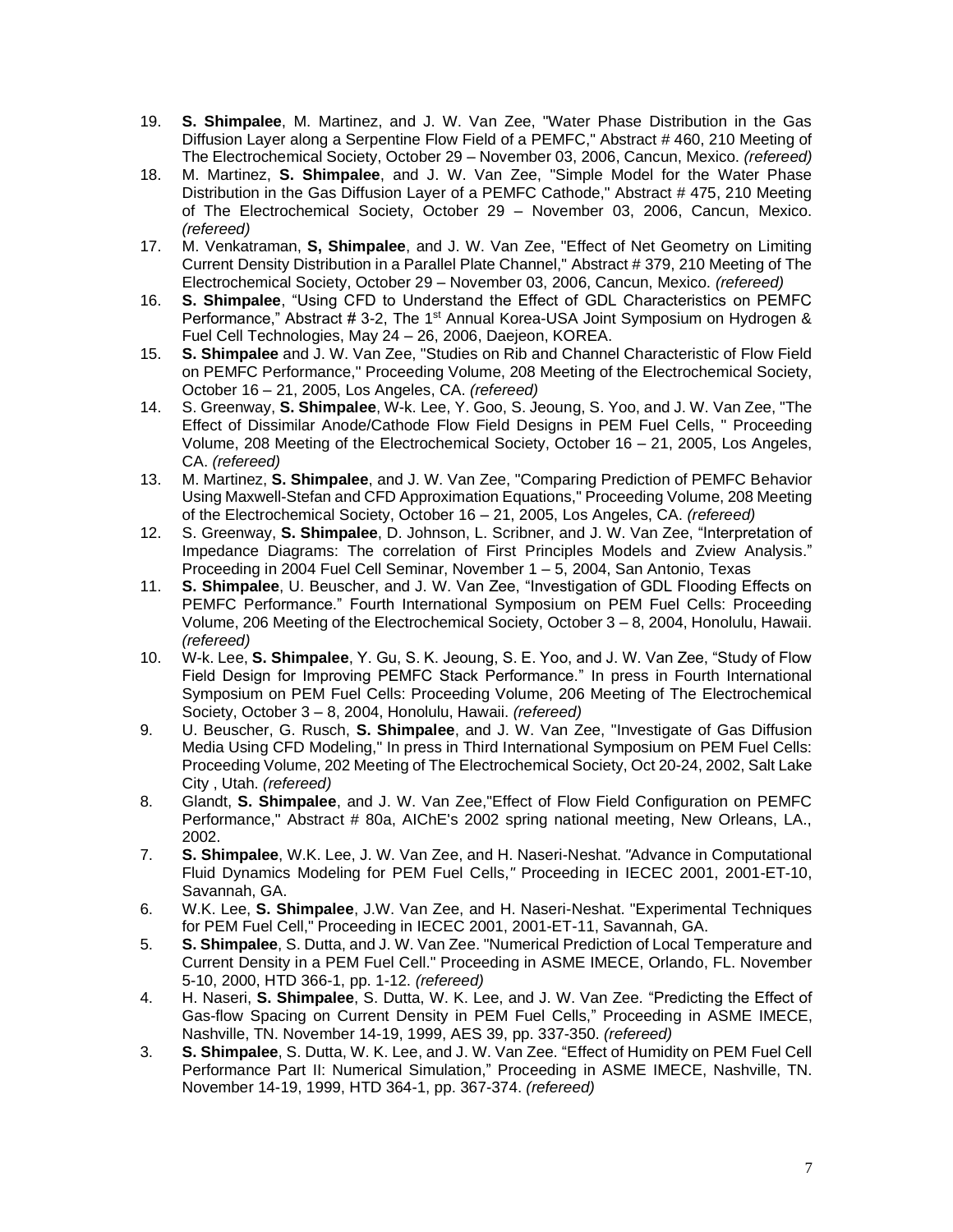19. **S. Shimpalee**, M. Martinez, and J. W. Van Zee, "Water Phase Distribution in the Gas Diffusion Layer along a Serpentine Flow Field of a PEMFC," Abstract # 460, 210 Meeting of The Electrochemical Society, October 29 – November 03, 2006, Cancun, Mexico. *(refereed)*
18. M. Martinez, **S. Shimpalee**, and J. W. Van Zee, "Simple Model for the Water Phase Distribution in the Gas Diffusion Layer of a PEMFC Cathode," Abstract # 475, 210 Meeting of The Electrochemical Society, October 29 – November 03, 2006, Cancun, Mexico. *(refereed)*
17. M. Venkatraman, **S, Shimpalee**, and J. W. Van Zee, "Effect of Net Geometry on Limiting Current Density Distribution in a Parallel Plate Channel," Abstract # 379, 210 Meeting of The Electrochemical Society, October 29 – November 03, 2006, Cancun, Mexico. *(refereed)*
16. **S. Shimpalee**, "Using CFD to Understand the Effect of GDL Characteristics on PEMFC Performance," Abstract # 3-2, The 1st Annual Korea-USA Joint Symposium on Hydrogen & Fuel Cell Technologies, May 24 – 26, 2006, Daejeon, KOREA.
15. **S. Shimpalee** and J. W. Van Zee, "Studies on Rib and Channel Characteristic of Flow Field on PEMFC Performance," Proceeding Volume, 208 Meeting of the Electrochemical Society, October 16 – 21, 2005, Los Angeles, CA. *(refereed)*
14. S. Greenway, **S. Shimpalee**, W-k. Lee, Y. Goo, S. Jeoung, S. Yoo, and J. W. Van Zee, "The Effect of Dissimilar Anode/Cathode Flow Field Designs in PEM Fuel Cells, " Proceeding Volume, 208 Meeting of the Electrochemical Society, October 16 – 21, 2005, Los Angeles, CA. *(refereed)*
13. M. Martinez, **S. Shimpalee**, and J. W. Van Zee, "Comparing Prediction of PEMFC Behavior Using Maxwell-Stefan and CFD Approximation Equations," Proceeding Volume, 208 Meeting of the Electrochemical Society, October 16 – 21, 2005, Los Angeles, CA. *(refereed)*
12. S. Greenway, **S. Shimpalee**, D. Johnson, L. Scribner, and J. W. Van Zee, "Interpretation of Impedance Diagrams: The correlation of First Principles Models and Zview Analysis." Proceeding in 2004 Fuel Cell Seminar, November 1 – 5, 2004, San Antonio, Texas
11. **S. Shimpalee**, U. Beuscher, and J. W. Van Zee, "Investigation of GDL Flooding Effects on PEMFC Performance." Fourth International Symposium on PEM Fuel Cells: Proceeding Volume, 206 Meeting of the Electrochemical Society, October 3 – 8, 2004, Honolulu, Hawaii. *(refereed)*
10. W-k. Lee, **S. Shimpalee**, Y. Gu, S. K. Jeoung, S. E. Yoo, and J. W. Van Zee, "Study of Flow Field Design for Improving PEMFC Stack Performance." In press in Fourth International Symposium on PEM Fuel Cells: Proceeding Volume, 206 Meeting of The Electrochemical Society, October 3 – 8, 2004, Honolulu, Hawaii. *(refereed)*
9. U. Beuscher, G. Rusch, **S. Shimpalee**, and J. W. Van Zee, "Investigate of Gas Diffusion Media Using CFD Modeling," In press in Third International Symposium on PEM Fuel Cells: Proceeding Volume, 202 Meeting of The Electrochemical Society, Oct 20-24, 2002, Salt Lake City , Utah. *(refereed)*
8. Glandt, **S. Shimpalee**, and J. W. Van Zee,"Effect of Flow Field Configuration on PEMFC Performance," Abstract # 80a, AIChE's 2002 spring national meeting, New Orleans, LA., 2002.
7. **S. Shimpalee**, W.K. Lee, J. W. Van Zee, and H. Naseri-Neshat. "Advance in Computational Fluid Dynamics Modeling for PEM Fuel Cells," Proceeding in IECEC 2001, 2001-ET-10, Savannah, GA.
6. W.K. Lee, **S. Shimpalee**, J.W. Van Zee, and H. Naseri-Neshat. "Experimental Techniques for PEM Fuel Cell," Proceeding in IECEC 2001, 2001-ET-11, Savannah, GA.
5. **S. Shimpalee**, S. Dutta, and J. W. Van Zee. "Numerical Prediction of Local Temperature and Current Density in a PEM Fuel Cell." Proceeding in ASME IMECE, Orlando, FL. November 5-10, 2000, HTD 366-1, pp. 1-12. *(refereed)*
4. H. Naseri, **S. Shimpalee**, S. Dutta, W. K. Lee, and J. W. Van Zee. "Predicting the Effect of Gas-flow Spacing on Current Density in PEM Fuel Cells," Proceeding in ASME IMECE, Nashville, TN. November 14-19, 1999, AES 39, pp. 337-350. *(refereed)*
3. **S. Shimpalee**, S. Dutta, W. K. Lee, and J. W. Van Zee. "Effect of Humidity on PEM Fuel Cell Performance Part II: Numerical Simulation," Proceeding in ASME IMECE, Nashville, TN. November 14-19, 1999, HTD 364-1, pp. 367-374. *(refereed)*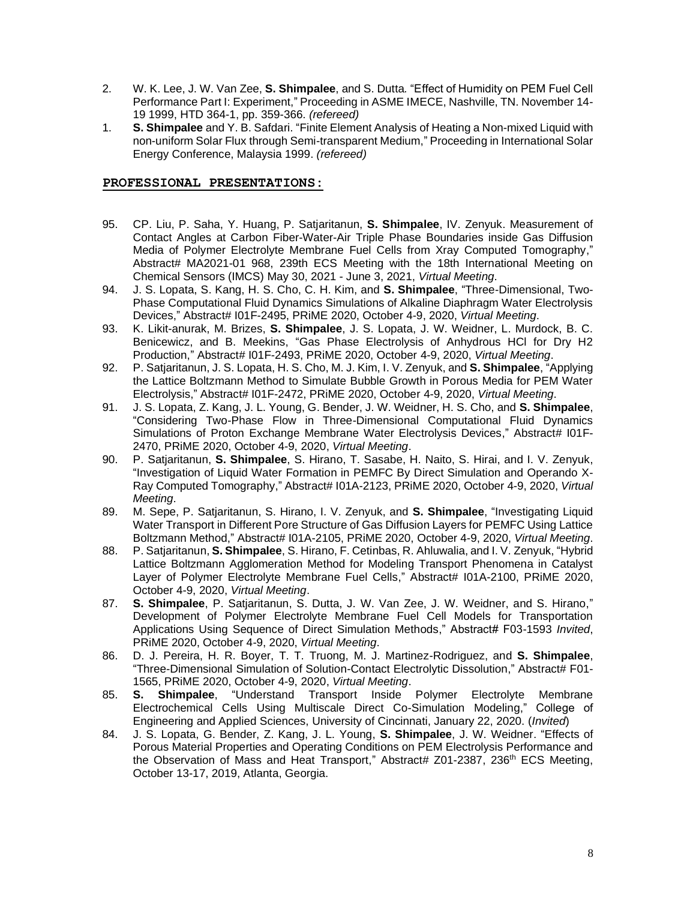2. W. K. Lee, J. W. Van Zee, **S. Shimpalee**, and S. Dutta. "Effect of Humidity on PEM Fuel Cell Performance Part I: Experiment," Proceeding in ASME IMECE, Nashville, TN. November 14-19 1999, HTD 364-1, pp. 359-366. *(refereed)*
1. **S. Shimpalee** and Y. B. Safdari. "Finite Element Analysis of Heating a Non-mixed Liquid with non-uniform Solar Flux through Semi-transparent Medium," Proceeding in International Solar Energy Conference, Malaysia 1999. *(refereed)*

## PROFESSIONAL PRESENTATIONS:

95. CP. Liu, P. Saha, Y. Huang, P. Satjaritanun, **S. Shimpalee**, IV. Zenyuk. Measurement of Contact Angles at Carbon Fiber-Water-Air Triple Phase Boundaries inside Gas Diffusion Media of Polymer Electrolyte Membrane Fuel Cells from Xray Computed Tomography," Abstract# MA2021-01 968, 239th ECS Meeting with the 18th International Meeting on Chemical Sensors (IMCS) May 30, 2021 - June 3, 2021, *Virtual Meeting*.
94. J. S. Lopata, S. Kang, H. S. Cho, C. H. Kim, and **S. Shimpalee**, "Three-Dimensional, Two-Phase Computational Fluid Dynamics Simulations of Alkaline Diaphragm Water Electrolysis Devices," Abstract# I01F-2495, PRiME 2020, October 4-9, 2020, *Virtual Meeting*.
93. K. Likit-anurak, M. Brizes, **S. Shimpalee**, J. S. Lopata, J. W. Weidner, L. Murdock, B. C. Benicewicz, and B. Meekins, "Gas Phase Electrolysis of Anhydrous HCl for Dry H2 Production," Abstract# I01F-2493, PRiME 2020, October 4-9, 2020, *Virtual Meeting*.
92. P. Satjaritanun, J. S. Lopata, H. S. Cho, M. J. Kim, I. V. Zenyuk, and **S. Shimpalee**, "Applying the Lattice Boltzmann Method to Simulate Bubble Growth in Porous Media for PEM Water Electrolysis," Abstract# I01F-2472, PRiME 2020, October 4-9, 2020, *Virtual Meeting*.
91. J. S. Lopata, Z. Kang, J. L. Young, G. Bender, J. W. Weidner, H. S. Cho, and **S. Shimpalee**, "Considering Two-Phase Flow in Three-Dimensional Computational Fluid Dynamics Simulations of Proton Exchange Membrane Water Electrolysis Devices," Abstract# I01F-2470, PRiME 2020, October 4-9, 2020, *Virtual Meeting*.
90. P. Satjaritanun, **S. Shimpalee**, S. Hirano, T. Sasabe, H. Naito, S. Hirai, and I. V. Zenyuk, "Investigation of Liquid Water Formation in PEMFC By Direct Simulation and Operando X-Ray Computed Tomography," Abstract# I01A-2123, PRiME 2020, October 4-9, 2020, *Virtual Meeting*.
89. M. Sepe, P. Satjaritanun, S. Hirano, I. V. Zenyuk, and **S. Shimpalee**, "Investigating Liquid Water Transport in Different Pore Structure of Gas Diffusion Layers for PEMFC Using Lattice Boltzmann Method," Abstract# I01A-2105, PRiME 2020, October 4-9, 2020, *Virtual Meeting*.
88. P. Satjaritanun, **S. Shimpalee**, S. Hirano, F. Cetinbas, R. Ahluwalia, and I. V. Zenyuk, "Hybrid Lattice Boltzmann Agglomeration Method for Modeling Transport Phenomena in Catalyst Layer of Polymer Electrolyte Membrane Fuel Cells," Abstract# I01A-2100, PRiME 2020, October 4-9, 2020, *Virtual Meeting*.
87. **S. Shimpalee**, P. Satjaritanun, S. Dutta, J. W. Van Zee, J. W. Weidner, and S. Hirano," Development of Polymer Electrolyte Membrane Fuel Cell Models for Transportation Applications Using Sequence of Direct Simulation Methods," Abstract# F03-1593 *Invited*, PRiME 2020, October 4-9, 2020, *Virtual Meeting*.
86. D. J. Pereira, H. R. Boyer, T. T. Truong, M. J. Martinez-Rodriguez, and **S. Shimpalee**, "Three-Dimensional Simulation of Solution-Contact Electrolytic Dissolution," Abstract# F01-1565, PRiME 2020, October 4-9, 2020, *Virtual Meeting*.
85. **S. Shimpalee**, "Understand Transport Inside Polymer Electrolyte Membrane Electrochemical Cells Using Multiscale Direct Co-Simulation Modeling," College of Engineering and Applied Sciences, University of Cincinnati, January 22, 2020. (*Invited*)
84. J. S. Lopata, G. Bender, Z. Kang, J. L. Young, **S. Shimpalee**, J. W. Weidner. "Effects of Porous Material Properties and Operating Conditions on PEM Electrolysis Performance and the Observation of Mass and Heat Transport," Abstract# Z01-2387, 236th ECS Meeting, October 13-17, 2019, Atlanta, Georgia.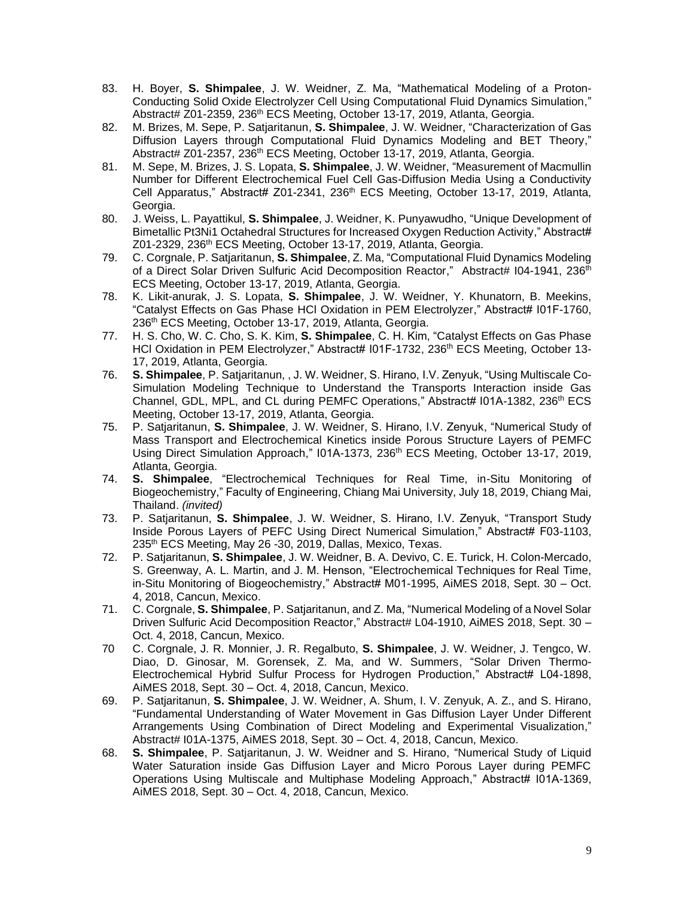83. H. Boyer, **S. Shimpalee**, J. W. Weidner, Z. Ma, "Mathematical Modeling of a Proton-Conducting Solid Oxide Electrolyzer Cell Using Computational Fluid Dynamics Simulation," Abstract# Z01-2359, 236th ECS Meeting, October 13-17, 2019, Atlanta, Georgia.
82. M. Brizes, M. Sepe, P. Satjaritanun, **S. Shimpalee**, J. W. Weidner, "Characterization of Gas Diffusion Layers through Computational Fluid Dynamics Modeling and BET Theory," Abstract# Z01-2357, 236th ECS Meeting, October 13-17, 2019, Atlanta, Georgia.
81. M. Sepe, M. Brizes, J. S. Lopata, **S. Shimpalee**, J. W. Weidner, "Measurement of Macmullin Number for Different Electrochemical Fuel Cell Gas-Diffusion Media Using a Conductivity Cell Apparatus," Abstract# Z01-2341, 236th ECS Meeting, October 13-17, 2019, Atlanta, Georgia.
80. J. Weiss, L. Payattikul, **S. Shimpalee**, J. Weidner, K. Punyawudho, "Unique Development of Bimetallic Pt3Ni1 Octahedral Structures for Increased Oxygen Reduction Activity," Abstract# Z01-2329, 236th ECS Meeting, October 13-17, 2019, Atlanta, Georgia.
79. C. Corgnale, P. Satjaritanun, **S. Shimpalee**, Z. Ma, "Computational Fluid Dynamics Modeling of a Direct Solar Driven Sulfuric Acid Decomposition Reactor," Abstract# I04-1941, 236th ECS Meeting, October 13-17, 2019, Atlanta, Georgia.
78. K. Likit-anurak, J. S. Lopata, **S. Shimpalee**, J. W. Weidner, Y. Khunatorn, B. Meekins, "Catalyst Effects on Gas Phase HCl Oxidation in PEM Electrolyzer," Abstract# I01F-1760, 236th ECS Meeting, October 13-17, 2019, Atlanta, Georgia.
77. H. S. Cho, W. C. Cho, S. K. Kim, **S. Shimpalee**, C. H. Kim, "Catalyst Effects on Gas Phase HCl Oxidation in PEM Electrolyzer," Abstract# I01F-1732, 236th ECS Meeting, October 13-17, 2019, Atlanta, Georgia.
76. **S. Shimpalee**, P. Satjaritanun, , J. W. Weidner, S. Hirano, I.V. Zenyuk, "Using Multiscale Co-Simulation Modeling Technique to Understand the Transports Interaction inside Gas Channel, GDL, MPL, and CL during PEMFC Operations," Abstract# I01A-1382, 236th ECS Meeting, October 13-17, 2019, Atlanta, Georgia.
75. P. Satjaritanun, **S. Shimpalee**, J. W. Weidner, S. Hirano, I.V. Zenyuk, "Numerical Study of Mass Transport and Electrochemical Kinetics inside Porous Structure Layers of PEMFC Using Direct Simulation Approach," I01A-1373, 236th ECS Meeting, October 13-17, 2019, Atlanta, Georgia.
74. **S. Shimpalee**, "Electrochemical Techniques for Real Time, in-Situ Monitoring of Biogeochemistry," Faculty of Engineering, Chiang Mai University, July 18, 2019, Chiang Mai, Thailand. *(invited)*
73. P. Satjaritanun, **S. Shimpalee**, J. W. Weidner, S. Hirano, I.V. Zenyuk, "Transport Study Inside Porous Layers of PEFC Using Direct Numerical Simulation," Abstract# F03-1103, 235th ECS Meeting, May 26 -30, 2019, Dallas, Mexico, Texas.
72. P. Satjaritanun, **S. Shimpalee**, J. W. Weidner, B. A. Devivo, C. E. Turick, H. Colon-Mercado, S. Greenway, A. L. Martin, and J. M. Henson, "Electrochemical Techniques for Real Time, in-Situ Monitoring of Biogeochemistry," Abstract# M01-1995, AiMES 2018, Sept. 30 – Oct. 4, 2018, Cancun, Mexico.
71. C. Corgnale, **S. Shimpalee**, P. Satjaritanun, and Z. Ma, "Numerical Modeling of a Novel Solar Driven Sulfuric Acid Decomposition Reactor," Abstract# L04-1910, AiMES 2018, Sept. 30 – Oct. 4, 2018, Cancun, Mexico.
70 C. Corgnale, J. R. Monnier, J. R. Regalbuto, **S. Shimpalee**, J. W. Weidner, J. Tengco, W. Diao, D. Ginosar, M. Gorensek, Z. Ma, and W. Summers, "Solar Driven Thermo-Electrochemical Hybrid Sulfur Process for Hydrogen Production," Abstract# L04-1898, AiMES 2018, Sept. 30 – Oct. 4, 2018, Cancun, Mexico.
69. P. Satjaritanun, **S. Shimpalee**, J. W. Weidner, A. Shum, I. V. Zenyuk, A. Z., and S. Hirano, "Fundamental Understanding of Water Movement in Gas Diffusion Layer Under Different Arrangements Using Combination of Direct Modeling and Experimental Visualization," Abstract# I01A-1375, AiMES 2018, Sept. 30 – Oct. 4, 2018, Cancun, Mexico.
68. **S. Shimpalee**, P. Satjaritanun, J. W. Weidner and S. Hirano, "Numerical Study of Liquid Water Saturation inside Gas Diffusion Layer and Micro Porous Layer during PEMFC Operations Using Multiscale and Multiphase Modeling Approach," Abstract# I01A-1369, AiMES 2018, Sept. 30 – Oct. 4, 2018, Cancun, Mexico.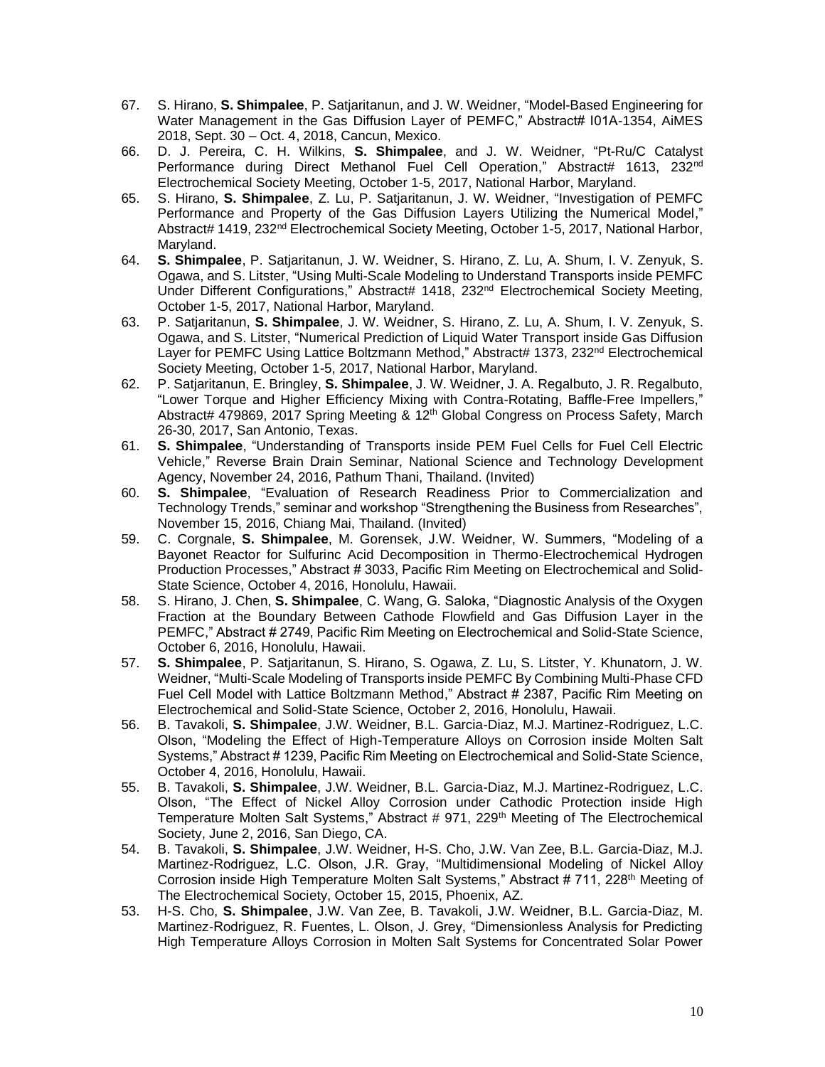67. S. Hirano, **S. Shimpalee**, P. Satjaritanun, and J. W. Weidner, "Model-Based Engineering for Water Management in the Gas Diffusion Layer of PEMFC," Abstract# I01A-1354, AiMES 2018, Sept. 30 – Oct. 4, 2018, Cancun, Mexico.
66. D. J. Pereira, C. H. Wilkins, **S. Shimpalee**, and J. W. Weidner, "Pt-Ru/C Catalyst Performance during Direct Methanol Fuel Cell Operation," Abstract# 1613, 232nd Electrochemical Society Meeting, October 1-5, 2017, National Harbor, Maryland.
65. S. Hirano, **S. Shimpalee**, Z. Lu, P. Satjaritanun, J. W. Weidner, "Investigation of PEMFC Performance and Property of the Gas Diffusion Layers Utilizing the Numerical Model," Abstract# 1419, 232nd Electrochemical Society Meeting, October 1-5, 2017, National Harbor, Maryland.
64. **S. Shimpalee**, P. Satjaritanun, J. W. Weidner, S. Hirano, Z. Lu, A. Shum, I. V. Zenyuk, S. Ogawa, and S. Litster, "Using Multi-Scale Modeling to Understand Transports inside PEMFC Under Different Configurations," Abstract# 1418, 232nd Electrochemical Society Meeting, October 1-5, 2017, National Harbor, Maryland.
63. P. Satjaritanun, **S. Shimpalee**, J. W. Weidner, S. Hirano, Z. Lu, A. Shum, I. V. Zenyuk, S. Ogawa, and S. Litster, "Numerical Prediction of Liquid Water Transport inside Gas Diffusion Layer for PEMFC Using Lattice Boltzmann Method," Abstract# 1373, 232nd Electrochemical Society Meeting, October 1-5, 2017, National Harbor, Maryland.
62. P. Satjaritanun, E. Bringley, **S. Shimpalee**, J. W. Weidner, J. A. Regalbuto, J. R. Regalbuto, "Lower Torque and Higher Efficiency Mixing with Contra-Rotating, Baffle-Free Impellers," Abstract# 479869, 2017 Spring Meeting & 12th Global Congress on Process Safety, March 26-30, 2017, San Antonio, Texas.
61. **S. Shimpalee**, "Understanding of Transports inside PEM Fuel Cells for Fuel Cell Electric Vehicle," Reverse Brain Drain Seminar, National Science and Technology Development Agency, November 24, 2016, Pathum Thani, Thailand. (Invited)
60. **S. Shimpalee**, "Evaluation of Research Readiness Prior to Commercialization and Technology Trends," seminar and workshop "Strengthening the Business from Researches", November 15, 2016, Chiang Mai, Thailand. (Invited)
59. C. Corgnale, **S. Shimpalee**, M. Gorensek, J.W. Weidner, W. Summers, "Modeling of a Bayonet Reactor for Sulfurinc Acid Decomposition in Thermo-Electrochemical Hydrogen Production Processes," Abstract # 3033, Pacific Rim Meeting on Electrochemical and Solid-State Science, October 4, 2016, Honolulu, Hawaii.
58. S. Hirano, J. Chen, **S. Shimpalee**, C. Wang, G. Saloka, "Diagnostic Analysis of the Oxygen Fraction at the Boundary Between Cathode Flowfield and Gas Diffusion Layer in the PEMFC," Abstract # 2749, Pacific Rim Meeting on Electrochemical and Solid-State Science, October 6, 2016, Honolulu, Hawaii.
57. **S. Shimpalee**, P. Satjaritanun, S. Hirano, S. Ogawa, Z. Lu, S. Litster, Y. Khunatorn, J. W. Weidner, "Multi-Scale Modeling of Transports inside PEMFC By Combining Multi-Phase CFD Fuel Cell Model with Lattice Boltzmann Method," Abstract # 2387, Pacific Rim Meeting on Electrochemical and Solid-State Science, October 2, 2016, Honolulu, Hawaii.
56. B. Tavakoli, **S. Shimpalee**, J.W. Weidner, B.L. Garcia-Diaz, M.J. Martinez-Rodriguez, L.C. Olson, "Modeling the Effect of High-Temperature Alloys on Corrosion inside Molten Salt Systems," Abstract # 1239, Pacific Rim Meeting on Electrochemical and Solid-State Science, October 4, 2016, Honolulu, Hawaii.
55. B. Tavakoli, **S. Shimpalee**, J.W. Weidner, B.L. Garcia-Diaz, M.J. Martinez-Rodriguez, L.C. Olson, "The Effect of Nickel Alloy Corrosion under Cathodic Protection inside High Temperature Molten Salt Systems," Abstract # 971, 229th Meeting of The Electrochemical Society, June 2, 2016, San Diego, CA.
54. B. Tavakoli, **S. Shimpalee**, J.W. Weidner, H-S. Cho, J.W. Van Zee, B.L. Garcia-Diaz, M.J. Martinez-Rodriguez, L.C. Olson, J.R. Gray, "Multidimensional Modeling of Nickel Alloy Corrosion inside High Temperature Molten Salt Systems," Abstract # 711, 228th Meeting of The Electrochemical Society, October 15, 2015, Phoenix, AZ.
53. H-S. Cho, **S. Shimpalee**, J.W. Van Zee, B. Tavakoli, J.W. Weidner, B.L. Garcia-Diaz, M. Martinez-Rodriguez, R. Fuentes, L. Olson, J. Grey, "Dimensionless Analysis for Predicting High Temperature Alloys Corrosion in Molten Salt Systems for Concentrated Solar Power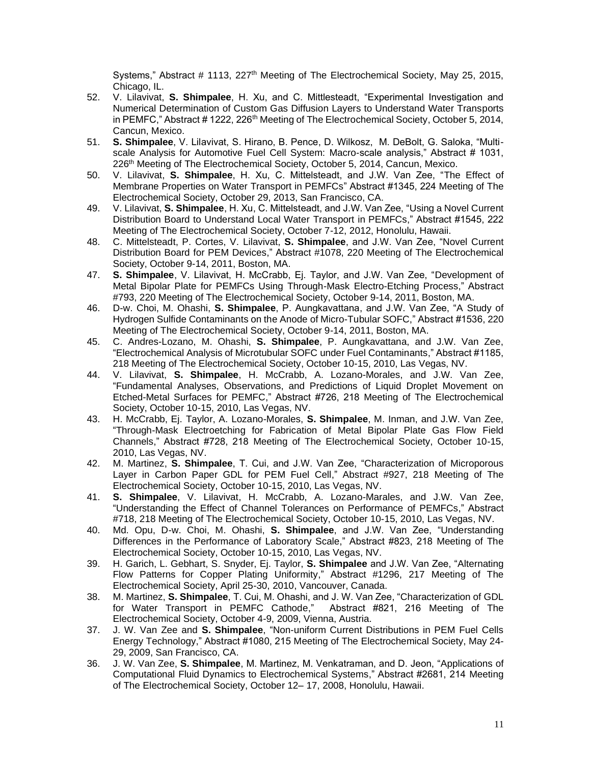Systems," Abstract # 1113, 227th Meeting of The Electrochemical Society, May 25, 2015, Chicago, IL.

52. V. Lilavivat, **S. Shimpalee**, H. Xu, and C. Mittlesteadt, "Experimental Investigation and Numerical Determination of Custom Gas Diffusion Layers to Understand Water Transports in PEMFC," Abstract # 1222, 226th Meeting of The Electrochemical Society, October 5, 2014, Cancun, Mexico.
51. **S. Shimpalee**, V. Lilavivat, S. Hirano, B. Pence, D. Wilkosz, M. DeBolt, G. Saloka, "Multi-scale Analysis for Automotive Fuel Cell System: Macro-scale analysis," Abstract # 1031, 226th Meeting of The Electrochemical Society, October 5, 2014, Cancun, Mexico.
50. V. Lilavivat, **S. Shimpalee**, H. Xu, C. Mittelsteadt, and J.W. Van Zee, "The Effect of Membrane Properties on Water Transport in PEMFCs" Abstract #1345, 224 Meeting of The Electrochemical Society, October 29, 2013, San Francisco, CA.
49. V. Lilavivat, **S. Shimpalee**, H. Xu, C. Mittelsteadt, and J.W. Van Zee, "Using a Novel Current Distribution Board to Understand Local Water Transport in PEMFCs," Abstract #1545, 222 Meeting of The Electrochemical Society, October 7-12, 2012, Honolulu, Hawaii.
48. C. Mittelsteadt, P. Cortes, V. Lilavivat, **S. Shimpalee**, and J.W. Van Zee, "Novel Current Distribution Board for PEM Devices," Abstract #1078, 220 Meeting of The Electrochemical Society, October 9-14, 2011, Boston, MA.
47. **S. Shimpalee**, V. Lilavivat, H. McCrabb, Ej. Taylor, and J.W. Van Zee, "Development of Metal Bipolar Plate for PEMFCs Using Through-Mask Electro-Etching Process," Abstract #793, 220 Meeting of The Electrochemical Society, October 9-14, 2011, Boston, MA.
46. D-w. Choi, M. Ohashi, **S. Shimpalee**, P. Aungkavattana, and J.W. Van Zee, "A Study of Hydrogen Sulfide Contaminants on the Anode of Micro-Tubular SOFC," Abstract #1536, 220 Meeting of The Electrochemical Society, October 9-14, 2011, Boston, MA.
45. C. Andres-Lozano, M. Ohashi, **S. Shimpalee**, P. Aungkavattana, and J.W. Van Zee, "Electrochemical Analysis of Microtubular SOFC under Fuel Contaminants," Abstract #1185, 218 Meeting of The Electrochemical Society, October 10-15, 2010, Las Vegas, NV.
44. V. Lilavivat, **S. Shimpalee**, H. McCrabb, A. Lozano-Morales, and J.W. Van Zee, "Fundamental Analyses, Observations, and Predictions of Liquid Droplet Movement on Etched-Metal Surfaces for PEMFC," Abstract #726, 218 Meeting of The Electrochemical Society, October 10-15, 2010, Las Vegas, NV.
43. H. McCrabb, Ej. Taylor, A. Lozano-Morales, **S. Shimpalee**, M. Inman, and J.W. Van Zee, "Through-Mask Electroetching for Fabrication of Metal Bipolar Plate Gas Flow Field Channels," Abstract #728, 218 Meeting of The Electrochemical Society, October 10-15, 2010, Las Vegas, NV.
42. M. Martinez, **S. Shimpalee**, T. Cui, and J.W. Van Zee, "Characterization of Microporous Layer in Carbon Paper GDL for PEM Fuel Cell," Abstract #927, 218 Meeting of The Electrochemical Society, October 10-15, 2010, Las Vegas, NV.
41. **S. Shimpalee**, V. Lilavivat, H. McCrabb, A. Lozano-Marales, and J.W. Van Zee, "Understanding the Effect of Channel Tolerances on Performance of PEMFCs," Abstract #718, 218 Meeting of The Electrochemical Society, October 10-15, 2010, Las Vegas, NV.
40. Md. Opu, D-w. Choi, M. Ohashi, **S. Shimpalee**, and J.W. Van Zee, "Understanding Differences in the Performance of Laboratory Scale," Abstract #823, 218 Meeting of The Electrochemical Society, October 10-15, 2010, Las Vegas, NV.
39. H. Garich, L. Gebhart, S. Snyder, Ej. Taylor, **S. Shimpalee** and J.W. Van Zee, "Alternating Flow Patterns for Copper Plating Uniformity," Abstract #1296, 217 Meeting of The Electrochemical Society, April 25-30, 2010, Vancouver, Canada.
38. M. Martinez, **S. Shimpalee**, T. Cui, M. Ohashi, and J. W. Van Zee, "Characterization of GDL for Water Transport in PEMFC Cathode," Abstract #821, 216 Meeting of The Electrochemical Society, October 4-9, 2009, Vienna, Austria.
37. J. W. Van Zee and **S. Shimpalee**, "Non-uniform Current Distributions in PEM Fuel Cells Energy Technology," Abstract #1080, 215 Meeting of The Electrochemical Society, May 24-29, 2009, San Francisco, CA.
36. J. W. Van Zee, **S. Shimpalee**, M. Martinez, M. Venkatraman, and D. Jeon, "Applications of Computational Fluid Dynamics to Electrochemical Systems," Abstract #2681, 214 Meeting of The Electrochemical Society, October 12– 17, 2008, Honolulu, Hawaii.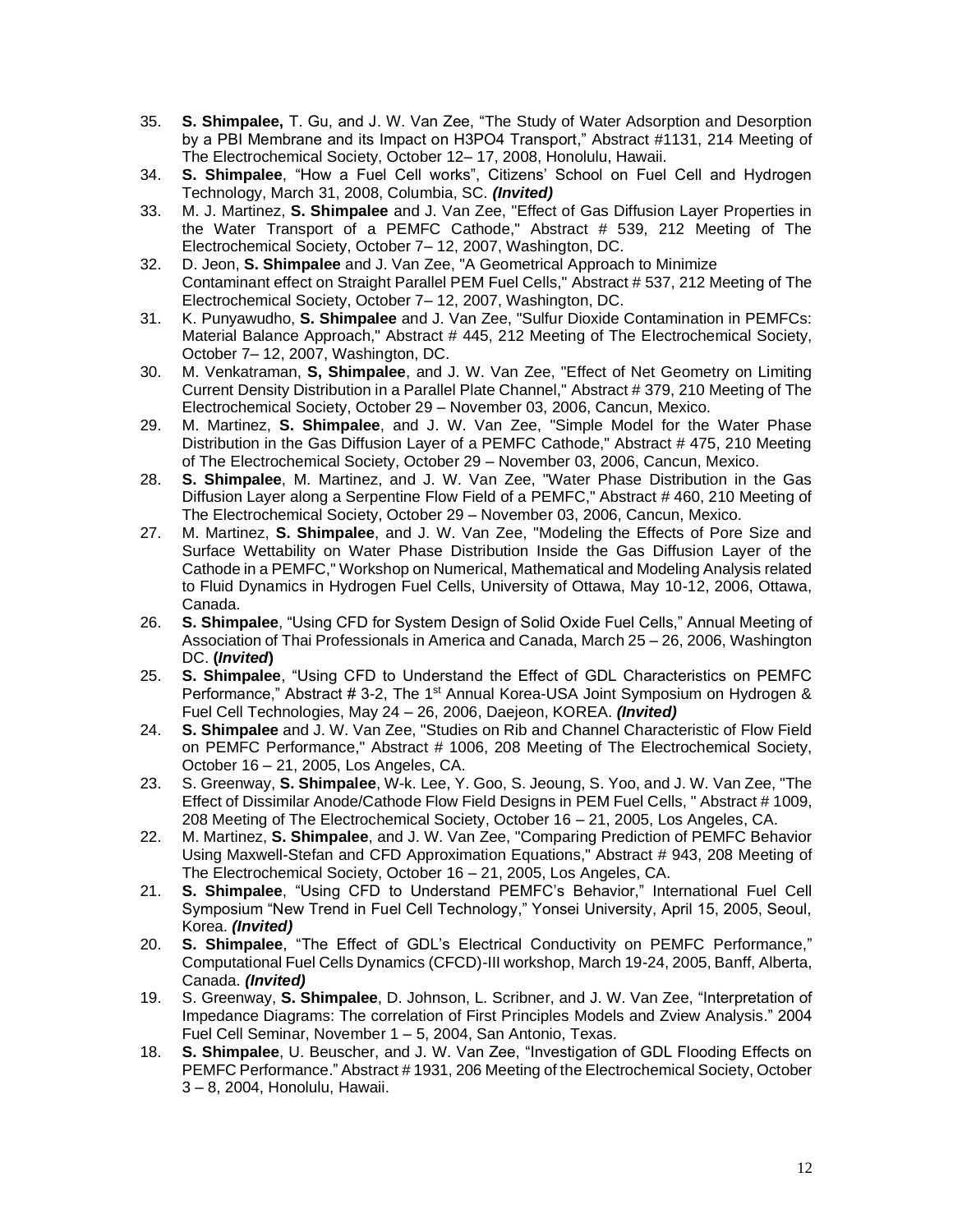35. **S. Shimpalee,** T. Gu, and J. W. Van Zee, "The Study of Water Adsorption and Desorption by a PBI Membrane and its Impact on $H_3PO_4$ Transport," Abstract #1131, 214 Meeting of The Electrochemical Society, October 12– 17, 2008, Honolulu, Hawaii.
34. **S. Shimpalee**, "How a Fuel Cell works", Citizens' School on Fuel Cell and Hydrogen Technology, March 31, 2008, Columbia, SC. ***(Invited)***
33. M. J. Martinez, **S. Shimpalee** and J. Van Zee, "Effect of Gas Diffusion Layer Properties in the Water Transport of a PEMFC Cathode," Abstract # 539, 212 Meeting of The Electrochemical Society, October 7– 12, 2007, Washington, DC.
32. D. Jeon, **S. Shimpalee** and J. Van Zee, "A Geometrical Approach to Minimize Contaminant effect on Straight Parallel PEM Fuel Cells," Abstract # 537, 212 Meeting of The Electrochemical Society, October 7– 12, 2007, Washington, DC.
31. K. Punyawudho, **S. Shimpalee** and J. Van Zee, "Sulfur Dioxide Contamination in PEMFCs: Material Balance Approach," Abstract # 445, 212 Meeting of The Electrochemical Society, October 7– 12, 2007, Washington, DC.
30. M. Venkatraman, **S, Shimpalee**, and J. W. Van Zee, "Effect of Net Geometry on Limiting Current Density Distribution in a Parallel Plate Channel," Abstract # 379, 210 Meeting of The Electrochemical Society, October 29 – November 03, 2006, Cancun, Mexico.
29. M. Martinez, **S. Shimpalee**, and J. W. Van Zee, "Simple Model for the Water Phase Distribution in the Gas Diffusion Layer of a PEMFC Cathode," Abstract # 475, 210 Meeting of The Electrochemical Society, October 29 – November 03, 2006, Cancun, Mexico.
28. **S. Shimpalee**, M. Martinez, and J. W. Van Zee, "Water Phase Distribution in the Gas Diffusion Layer along a Serpentine Flow Field of a PEMFC," Abstract # 460, 210 Meeting of The Electrochemical Society, October 29 – November 03, 2006, Cancun, Mexico.
27. M. Martinez, **S. Shimpalee**, and J. W. Van Zee, "Modeling the Effects of Pore Size and Surface Wettability on Water Phase Distribution Inside the Gas Diffusion Layer of the Cathode in a PEMFC," Workshop on Numerical, Mathematical and Modeling Analysis related to Fluid Dynamics in Hydrogen Fuel Cells, University of Ottawa, May 10-12, 2006, Ottawa, Canada.
26. **S. Shimpalee**, "Using CFD for System Design of Solid Oxide Fuel Cells," Annual Meeting of Association of Thai Professionals in America and Canada, March 25 – 26, 2006, Washington DC. **(*Invited*)**
25. **S. Shimpalee**, "Using CFD to Understand the Effect of GDL Characteristics on PEMFC Performance," Abstract # 3-2, The 1st Annual Korea-USA Joint Symposium on Hydrogen & Fuel Cell Technologies, May 24 – 26, 2006, Daejeon, KOREA. ***(Invited)***
24. **S. Shimpalee** and J. W. Van Zee, "Studies on Rib and Channel Characteristic of Flow Field on PEMFC Performance," Abstract # 1006, 208 Meeting of The Electrochemical Society, October 16 – 21, 2005, Los Angeles, CA.
23. S. Greenway, **S. Shimpalee**, W-k. Lee, Y. Goo, S. Jeoung, S. Yoo, and J. W. Van Zee, "The Effect of Dissimilar Anode/Cathode Flow Field Designs in PEM Fuel Cells, " Abstract # 1009, 208 Meeting of The Electrochemical Society, October 16 – 21, 2005, Los Angeles, CA.
22. M. Martinez, **S. Shimpalee**, and J. W. Van Zee, "Comparing Prediction of PEMFC Behavior Using Maxwell-Stefan and CFD Approximation Equations," Abstract # 943, 208 Meeting of The Electrochemical Society, October 16 – 21, 2005, Los Angeles, CA.
21. **S. Shimpalee**, "Using CFD to Understand PEMFC's Behavior," International Fuel Cell Symposium "New Trend in Fuel Cell Technology," Yonsei University, April 15, 2005, Seoul, Korea. ***(Invited)***
20. **S. Shimpalee**, "The Effect of GDL's Electrical Conductivity on PEMFC Performance," Computational Fuel Cells Dynamics (CFCD)-III workshop, March 19-24, 2005, Banff, Alberta, Canada. ***(Invited)***
19. S. Greenway, **S. Shimpalee**, D. Johnson, L. Scribner, and J. W. Van Zee, "Interpretation of Impedance Diagrams: The correlation of First Principles Models and Zview Analysis." 2004 Fuel Cell Seminar, November 1 – 5, 2004, San Antonio, Texas.
18. **S. Shimpalee**, U. Beuscher, and J. W. Van Zee, "Investigation of GDL Flooding Effects on PEMFC Performance." Abstract # 1931, 206 Meeting of the Electrochemical Society, October 3 – 8, 2004, Honolulu, Hawaii.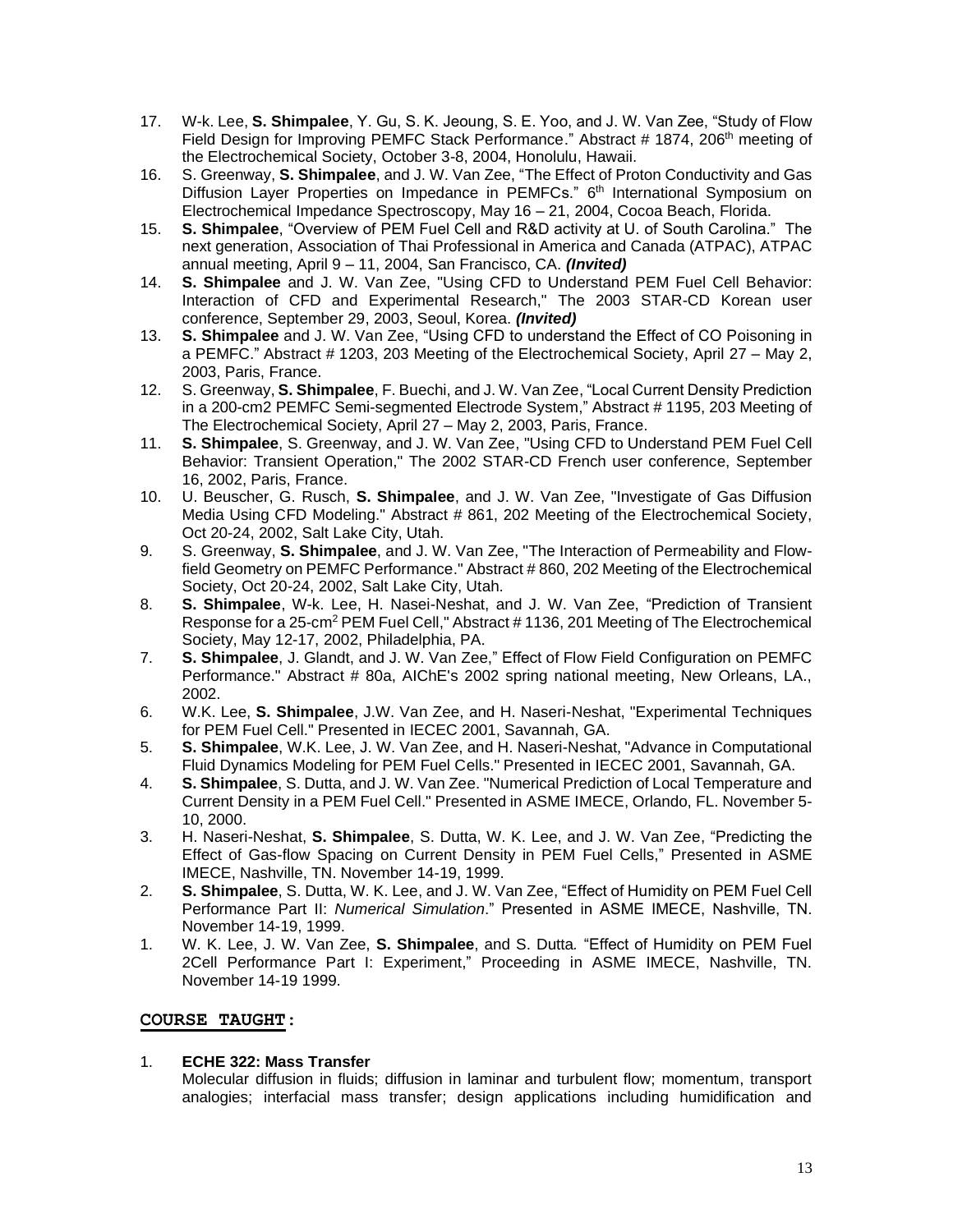17. W-k. Lee, **S. Shimpalee**, Y. Gu, S. K. Jeoung, S. E. Yoo, and J. W. Van Zee, “Study of Flow Field Design for Improving PEMFC Stack Performance.” Abstract # 1874, 206$^{th}$ meeting of the Electrochemical Society, October 3-8, 2004, Honolulu, Hawaii.
16. S. Greenway, **S. Shimpalee**, and J. W. Van Zee, “The Effect of Proton Conductivity and Gas Diffusion Layer Properties on Impedance in PEMFCs.” 6$^{th}$ International Symposium on Electrochemical Impedance Spectroscopy, May 16 – 21, 2004, Cocoa Beach, Florida.
15. **S. Shimpalee**, “Overview of PEM Fuel Cell and R&D activity at U. of South Carolina.” The next generation, Association of Thai Professional in America and Canada (ATPAC), ATPAC annual meeting, April 9 – 11, 2004, San Francisco, CA. ***(Invited)***
14. **S. Shimpalee** and J. W. Van Zee, "Using CFD to Understand PEM Fuel Cell Behavior: Interaction of CFD and Experimental Research," The 2003 STAR-CD Korean user conference, September 29, 2003, Seoul, Korea. ***(Invited)***
13. **S. Shimpalee** and J. W. Van Zee, “Using CFD to understand the Effect of CO Poisoning in a PEMFC.” Abstract # 1203, 203 Meeting of the Electrochemical Society, April 27 – May 2, 2003, Paris, France.
12. S. Greenway, **S. Shimpalee**, F. Buechi, and J. W. Van Zee, “Local Current Density Prediction in a 200-cm2 PEMFC Semi-segmented Electrode System,” Abstract # 1195, 203 Meeting of The Electrochemical Society, April 27 – May 2, 2003, Paris, France.
11. **S. Shimpalee**, S. Greenway, and J. W. Van Zee, "Using CFD to Understand PEM Fuel Cell Behavior: Transient Operation," The 2002 STAR-CD French user conference, September 16, 2002, Paris, France.
10. U. Beuscher, G. Rusch, **S. Shimpalee**, and J. W. Van Zee, "Investigate of Gas Diffusion Media Using CFD Modeling." Abstract # 861, 202 Meeting of the Electrochemical Society, Oct 20-24, 2002, Salt Lake City, Utah.
9. S. Greenway, **S. Shimpalee**, and J. W. Van Zee, "The Interaction of Permeability and Flow-field Geometry on PEMFC Performance." Abstract # 860, 202 Meeting of the Electrochemical Society, Oct 20-24, 2002, Salt Lake City, Utah.
8. **S. Shimpalee**, W-k. Lee, H. Nasei-Neshat, and J. W. Van Zee, “Prediction of Transient Response for a 25-cm$^2$ PEM Fuel Cell," Abstract # 1136, 201 Meeting of The Electrochemical Society, May 12-17, 2002, Philadelphia, PA.
7. **S. Shimpalee**, J. Glandt, and J. W. Van Zee,” Effect of Flow Field Configuration on PEMFC Performance." Abstract # 80a, AIChE's 2002 spring national meeting, New Orleans, LA., 2002.
6. W.K. Lee, **S. Shimpalee**, J.W. Van Zee, and H. Naseri-Neshat, "Experimental Techniques for PEM Fuel Cell." Presented in IECEC 2001, Savannah, GA.
5. **S. Shimpalee**, W.K. Lee, J. W. Van Zee, and H. Naseri-Neshat, "Advance in Computational Fluid Dynamics Modeling for PEM Fuel Cells." Presented in IECEC 2001, Savannah, GA.
4. **S. Shimpalee**, S. Dutta, and J. W. Van Zee. "Numerical Prediction of Local Temperature and Current Density in a PEM Fuel Cell." Presented in ASME IMECE, Orlando, FL. November 5-10, 2000.
3. H. Naseri-Neshat, **S. Shimpalee**, S. Dutta, W. K. Lee, and J. W. Van Zee, “Predicting the Effect of Gas-flow Spacing on Current Density in PEM Fuel Cells,” Presented in ASME IMECE, Nashville, TN. November 14-19, 1999.
2. **S. Shimpalee**, S. Dutta, W. K. Lee, and J. W. Van Zee, “Effect of Humidity on PEM Fuel Cell Performance Part II: *Numerical Simulation*.” Presented in ASME IMECE, Nashville, TN. November 14-19, 1999.
1. W. K. Lee, J. W. Van Zee, **S. Shimpalee**, and S. Dutta. “Effect of Humidity on PEM Fuel 2Cell Performance Part I: Experiment,” Proceeding in ASME IMECE, Nashville, TN. November 14-19 1999.

## COURSE TAUGHT:

1. **ECHE 322: Mass Transfer**
   Molecular diffusion in fluids; diffusion in laminar and turbulent flow; momentum, transport analogies; interfacial mass transfer; design applications including humidification and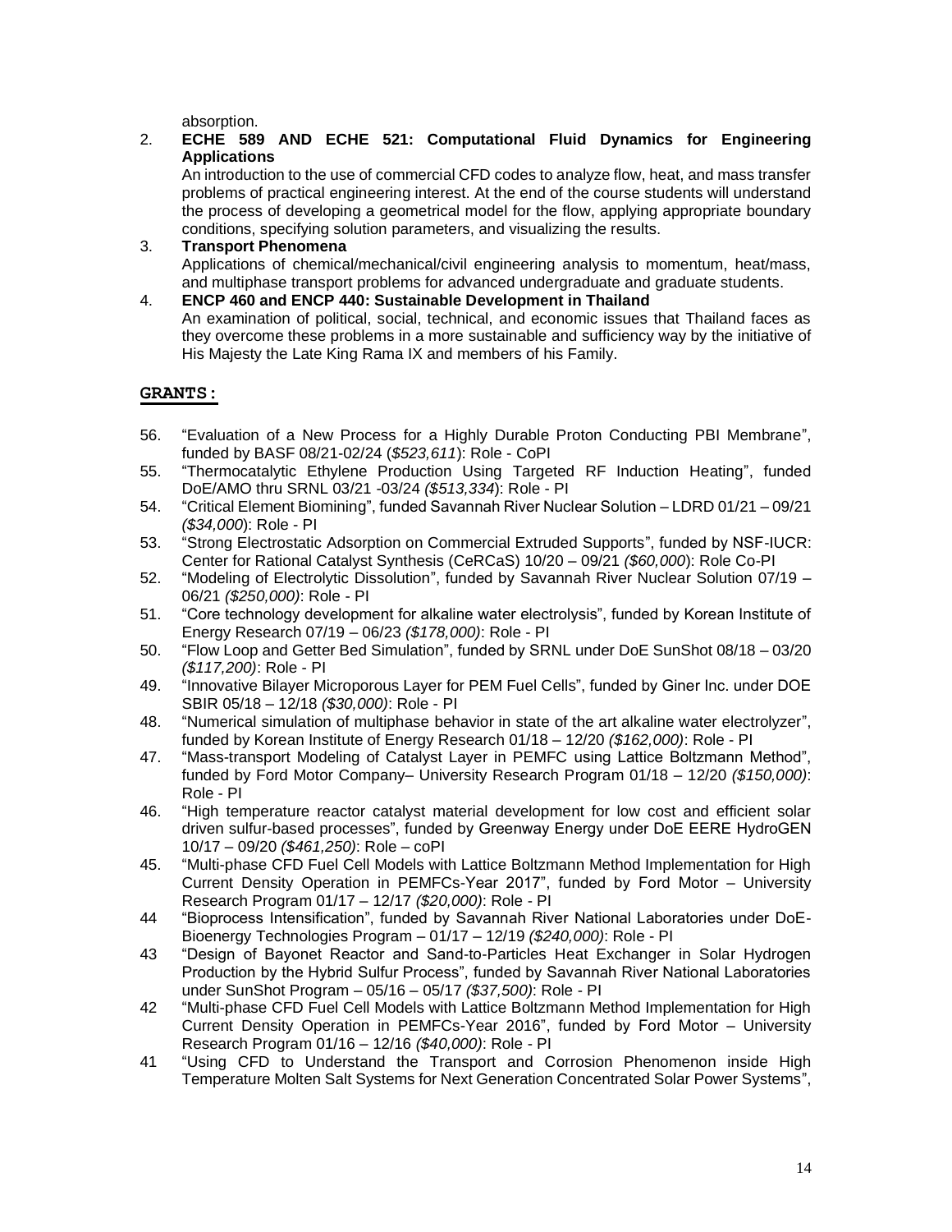absorption.

2. **ECHE 589 AND ECHE 521: Computational Fluid Dynamics for Engineering Applications**
   An introduction to the use of commercial CFD codes to analyze flow, heat, and mass transfer problems of practical engineering interest. At the end of the course students will understand the process of developing a geometrical model for the flow, applying appropriate boundary conditions, specifying solution parameters, and visualizing the results.
3. **Transport Phenomena**
   Applications of chemical/mechanical/civil engineering analysis to momentum, heat/mass, and multiphase transport problems for advanced undergraduate and graduate students.
4. **ENCP 460 and ENCP 440: Sustainable Development in Thailand**
   An examination of political, social, technical, and economic issues that Thailand faces as they overcome these problems in a more sustainable and sufficiency way by the initiative of His Majesty the Late King Rama IX and members of his Family.

## GRANTS:

56. "Evaluation of a New Process for a Highly Durable Proton Conducting PBI Membrane", funded by BASF 08/21-02/24 (*$523,611*): Role - CoPI
55. "Thermocatalytic Ethylene Production Using Targeted RF Induction Heating", funded DoE/AMO thru SRNL 03/21 -03/24 *($513,334*): Role - PI
54. "Critical Element Biomining", funded Savannah River Nuclear Solution – LDRD 01/21 – 09/21 *($34,000*): Role - PI
53. "Strong Electrostatic Adsorption on Commercial Extruded Supports", funded by NSF-IUCR: Center for Rational Catalyst Synthesis (CeRCaS) 10/20 – 09/21 *($60,000*): Role Co-PI
52. "Modeling of Electrolytic Dissolution", funded by Savannah River Nuclear Solution 07/19 – 06/21 *($250,000)*: Role - PI
51. "Core technology development for alkaline water electrolysis", funded by Korean Institute of Energy Research 07/19 – 06/23 *($178,000)*: Role - PI
50. "Flow Loop and Getter Bed Simulation", funded by SRNL under DoE SunShot 08/18 – 03/20 *($117,200)*: Role - PI
49. "Innovative Bilayer Microporous Layer for PEM Fuel Cells", funded by Giner Inc. under DOE SBIR 05/18 – 12/18 *($30,000)*: Role - PI
48. "Numerical simulation of multiphase behavior in state of the art alkaline water electrolyzer", funded by Korean Institute of Energy Research 01/18 – 12/20 *($162,000)*: Role - PI
47. "Mass-transport Modeling of Catalyst Layer in PEMFC using Lattice Boltzmann Method", funded by Ford Motor Company– University Research Program 01/18 – 12/20 *($150,000)*: Role - PI
46. "High temperature reactor catalyst material development for low cost and efficient solar driven sulfur-based processes", funded by Greenway Energy under DoE EERE HydroGEN 10/17 – 09/20 *($461,250)*: Role – coPI
45. "Multi-phase CFD Fuel Cell Models with Lattice Boltzmann Method Implementation for High Current Density Operation in PEMFCs-Year 2017", funded by Ford Motor – University Research Program 01/17 – 12/17 *($20,000)*: Role - PI
44. "Bioprocess Intensification", funded by Savannah River National Laboratories under DoE-Bioenergy Technologies Program – 01/17 – 12/19 *($240,000)*: Role - PI
43. "Design of Bayonet Reactor and Sand-to-Particles Heat Exchanger in Solar Hydrogen Production by the Hybrid Sulfur Process", funded by Savannah River National Laboratories under SunShot Program – 05/16 – 05/17 *($37,500)*: Role - PI
42. "Multi-phase CFD Fuel Cell Models with Lattice Boltzmann Method Implementation for High Current Density Operation in PEMFCs-Year 2016", funded by Ford Motor – University Research Program 01/16 – 12/16 *($40,000)*: Role - PI
41. "Using CFD to Understand the Transport and Corrosion Phenomenon inside High Temperature Molten Salt Systems for Next Generation Concentrated Solar Power Systems",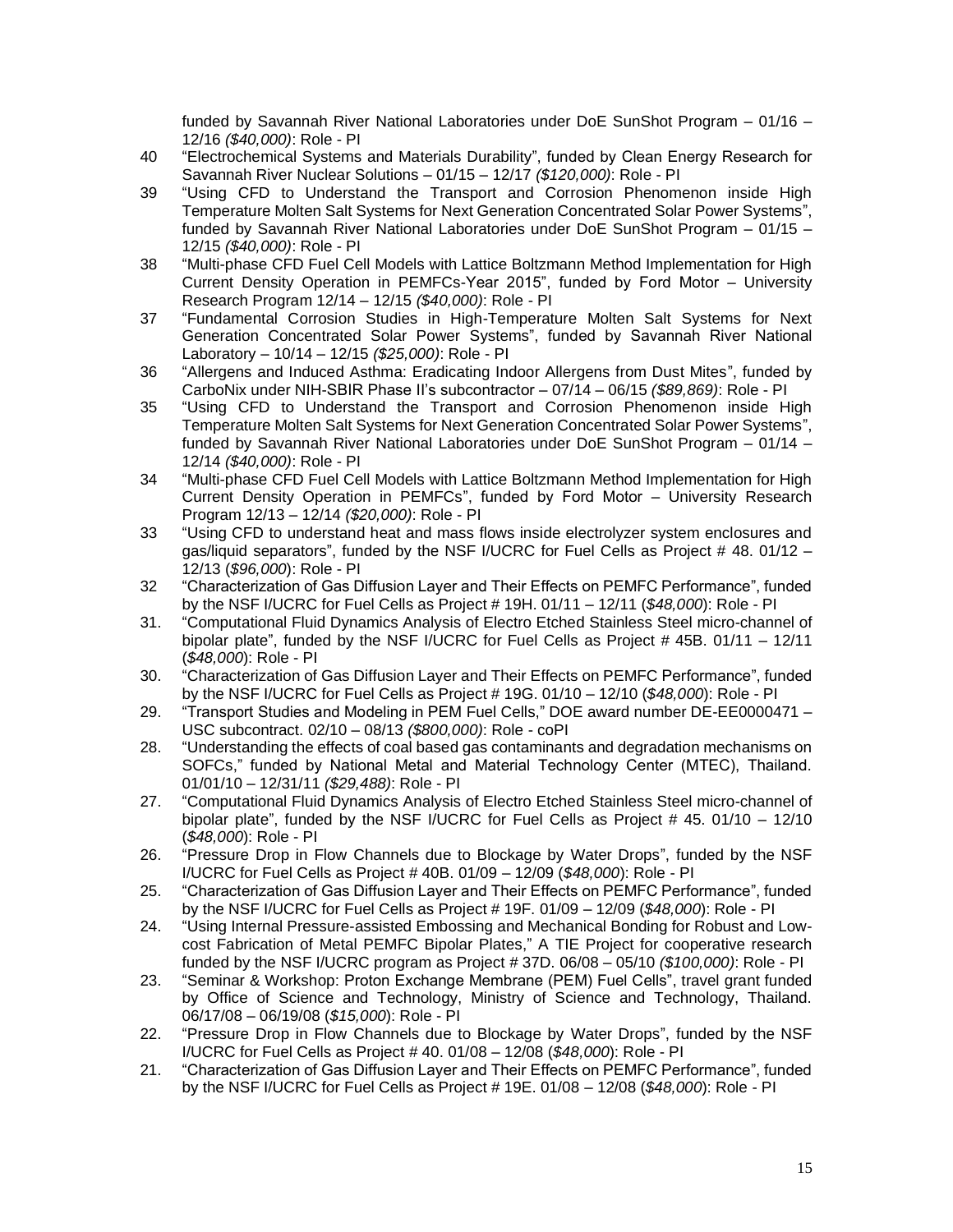funded by Savannah River National Laboratories under DoE SunShot Program – 01/16 – 12/16 *($40,000)*: Role - PI

40 "Electrochemical Systems and Materials Durability", funded by Clean Energy Research for Savannah River Nuclear Solutions – 01/15 – 12/17 *($120,000)*: Role - PI

39 "Using CFD to Understand the Transport and Corrosion Phenomenon inside High Temperature Molten Salt Systems for Next Generation Concentrated Solar Power Systems", funded by Savannah River National Laboratories under DoE SunShot Program – 01/15 – 12/15 *($40,000)*: Role - PI

38 "Multi-phase CFD Fuel Cell Models with Lattice Boltzmann Method Implementation for High Current Density Operation in PEMFCs-Year 2015", funded by Ford Motor – University Research Program 12/14 – 12/15 *($40,000)*: Role - PI

37 "Fundamental Corrosion Studies in High-Temperature Molten Salt Systems for Next Generation Concentrated Solar Power Systems", funded by Savannah River National Laboratory – 10/14 – 12/15 *($25,000)*: Role - PI

36 "Allergens and Induced Asthma: Eradicating Indoor Allergens from Dust Mites", funded by CarboNix under NIH-SBIR Phase II's subcontractor – 07/14 – 06/15 *($89,869)*: Role - PI

35 "Using CFD to Understand the Transport and Corrosion Phenomenon inside High Temperature Molten Salt Systems for Next Generation Concentrated Solar Power Systems", funded by Savannah River National Laboratories under DoE SunShot Program – 01/14 – 12/14 *($40,000)*: Role - PI

34 "Multi-phase CFD Fuel Cell Models with Lattice Boltzmann Method Implementation for High Current Density Operation in PEMFCs", funded by Ford Motor – University Research Program 12/13 – 12/14 *($20,000)*: Role - PI

33 "Using CFD to understand heat and mass flows inside electrolyzer system enclosures and gas/liquid separators", funded by the NSF I/UCRC for Fuel Cells as Project # 48. 01/12 – 12/13 (*$96,000*): Role - PI

32 "Characterization of Gas Diffusion Layer and Their Effects on PEMFC Performance", funded by the NSF I/UCRC for Fuel Cells as Project # 19H. 01/11 – 12/11 (*$48,000*): Role - PI

31. "Computational Fluid Dynamics Analysis of Electro Etched Stainless Steel micro-channel of bipolar plate", funded by the NSF I/UCRC for Fuel Cells as Project # 45B. 01/11 – 12/11 (*$48,000*): Role - PI

30. "Characterization of Gas Diffusion Layer and Their Effects on PEMFC Performance", funded by the NSF I/UCRC for Fuel Cells as Project # 19G. 01/10 – 12/10 (*$48,000*): Role - PI

29. "Transport Studies and Modeling in PEM Fuel Cells," DOE award number DE-EE0000471 – USC subcontract. 02/10 – 08/13 *($800,000)*: Role - coPI

28. "Understanding the effects of coal based gas contaminants and degradation mechanisms on SOFCs," funded by National Metal and Material Technology Center (MTEC), Thailand. 01/01/10 – 12/31/11 *($29,488)*: Role - PI

27. "Computational Fluid Dynamics Analysis of Electro Etched Stainless Steel micro-channel of bipolar plate", funded by the NSF I/UCRC for Fuel Cells as Project # 45. 01/10 – 12/10 (*$48,000*): Role - PI

26. "Pressure Drop in Flow Channels due to Blockage by Water Drops", funded by the NSF I/UCRC for Fuel Cells as Project # 40B. 01/09 – 12/09 (*$48,000*): Role - PI

25. "Characterization of Gas Diffusion Layer and Their Effects on PEMFC Performance", funded by the NSF I/UCRC for Fuel Cells as Project # 19F. 01/09 – 12/09 (*$48,000*): Role - PI

24. "Using Internal Pressure-assisted Embossing and Mechanical Bonding for Robust and Low-cost Fabrication of Metal PEMFC Bipolar Plates," A TIE Project for cooperative research funded by the NSF I/UCRC program as Project # 37D. 06/08 – 05/10 *($100,000)*: Role - PI

23. "Seminar & Workshop: Proton Exchange Membrane (PEM) Fuel Cells", travel grant funded by Office of Science and Technology, Ministry of Science and Technology, Thailand. 06/17/08 – 06/19/08 (*$15,000*): Role - PI

22. "Pressure Drop in Flow Channels due to Blockage by Water Drops", funded by the NSF I/UCRC for Fuel Cells as Project # 40. 01/08 – 12/08 (*$48,000*): Role - PI

21. "Characterization of Gas Diffusion Layer and Their Effects on PEMFC Performance", funded by the NSF I/UCRC for Fuel Cells as Project # 19E. 01/08 – 12/08 (*$48,000*): Role - PI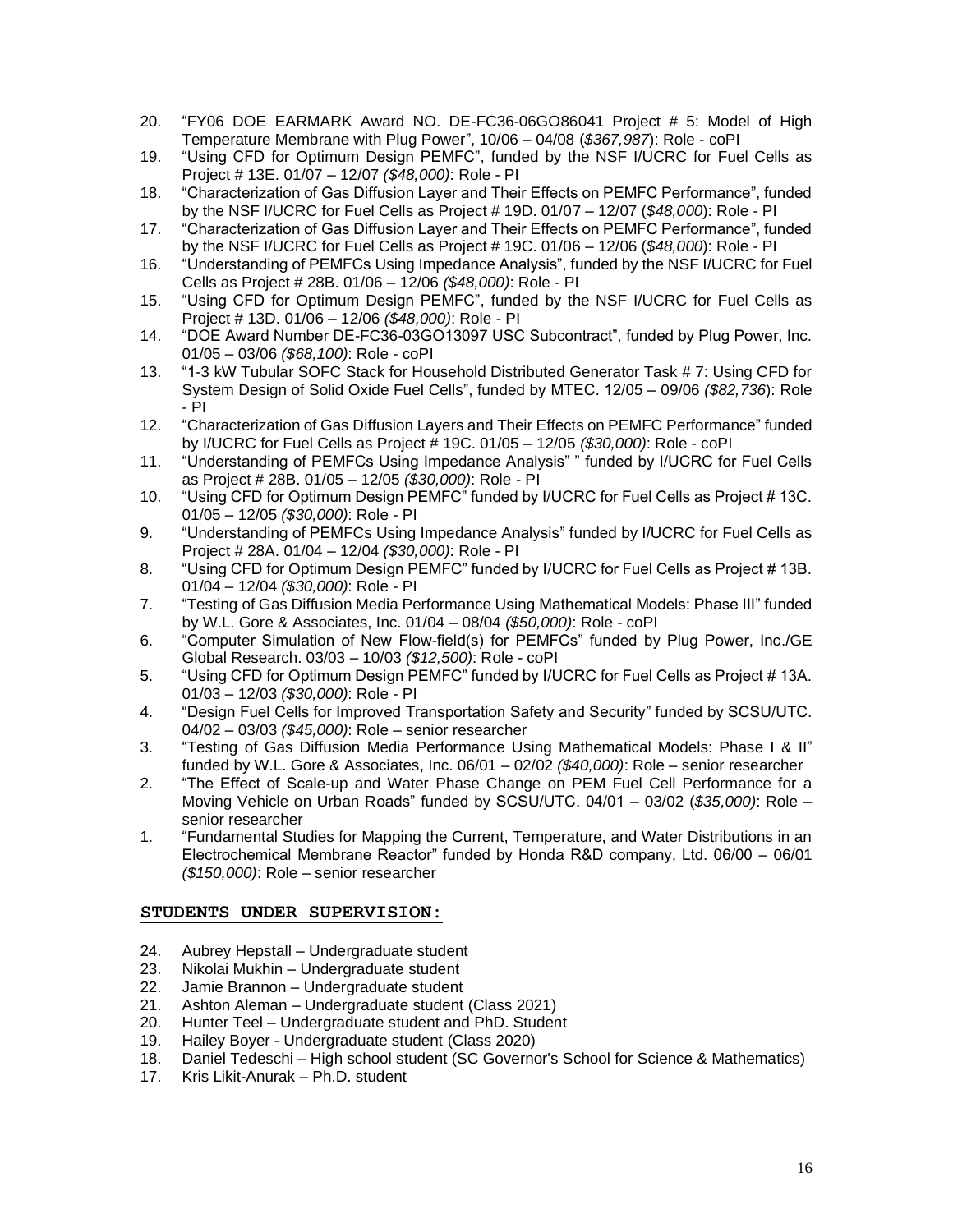20. "FY06 DOE EARMARK Award NO. DE-FC36-06GO86041 Project # 5: Model of High Temperature Membrane with Plug Power", 10/06 – 04/08 (*$367,987*): Role - coPI
19. "Using CFD for Optimum Design PEMFC", funded by the NSF I/UCRC for Fuel Cells as Project # 13E. 01/07 – 12/07 *($48,000)*: Role - PI
18. "Characterization of Gas Diffusion Layer and Their Effects on PEMFC Performance", funded by the NSF I/UCRC for Fuel Cells as Project # 19D. 01/07 – 12/07 (*$48,000*): Role - PI
17. "Characterization of Gas Diffusion Layer and Their Effects on PEMFC Performance", funded by the NSF I/UCRC for Fuel Cells as Project # 19C. 01/06 – 12/06 (*$48,000*): Role - PI
16. "Understanding of PEMFCs Using Impedance Analysis", funded by the NSF I/UCRC for Fuel Cells as Project # 28B. 01/06 – 12/06 *($48,000)*: Role - PI
15. "Using CFD for Optimum Design PEMFC", funded by the NSF I/UCRC for Fuel Cells as Project # 13D. 01/06 – 12/06 *($48,000)*: Role - PI
14. "DOE Award Number DE-FC36-03GO13097 USC Subcontract", funded by Plug Power, Inc. 01/05 – 03/06 *($68,100)*: Role - coPI
13. "1-3 kW Tubular SOFC Stack for Household Distributed Generator Task # 7: Using CFD for System Design of Solid Oxide Fuel Cells", funded by MTEC. 12/05 – 09/06 *($82,736*): Role - PI
12. "Characterization of Gas Diffusion Layers and Their Effects on PEMFC Performance" funded by I/UCRC for Fuel Cells as Project # 19C. 01/05 – 12/05 *($30,000)*: Role - coPI
11. "Understanding of PEMFCs Using Impedance Analysis" " funded by I/UCRC for Fuel Cells as Project # 28B. 01/05 – 12/05 *($30,000)*: Role - PI
10. "Using CFD for Optimum Design PEMFC" funded by I/UCRC for Fuel Cells as Project # 13C. 01/05 – 12/05 *($30,000)*: Role - PI
9. "Understanding of PEMFCs Using Impedance Analysis" funded by I/UCRC for Fuel Cells as Project # 28A. 01/04 – 12/04 *($30,000)*: Role - PI
8. "Using CFD for Optimum Design PEMFC" funded by I/UCRC for Fuel Cells as Project # 13B. 01/04 – 12/04 *($30,000)*: Role - PI
7. "Testing of Gas Diffusion Media Performance Using Mathematical Models: Phase III" funded by W.L. Gore & Associates, Inc. 01/04 – 08/04 *($50,000)*: Role - coPI
6. "Computer Simulation of New Flow-field(s) for PEMFCs" funded by Plug Power, Inc./GE Global Research. 03/03 – 10/03 *($12,500)*: Role - coPI
5. "Using CFD for Optimum Design PEMFC" funded by I/UCRC for Fuel Cells as Project # 13A. 01/03 – 12/03 *($30,000)*: Role - PI
4. "Design Fuel Cells for Improved Transportation Safety and Security" funded by SCSU/UTC. 04/02 – 03/03 *($45,000)*: Role – senior researcher
3. "Testing of Gas Diffusion Media Performance Using Mathematical Models: Phase I & II" funded by W.L. Gore & Associates, Inc. 06/01 – 02/02 *($40,000)*: Role – senior researcher
2. "The Effect of Scale-up and Water Phase Change on PEM Fuel Cell Performance for a Moving Vehicle on Urban Roads" funded by SCSU/UTC. 04/01 – 03/02 (*$35,000)*: Role – senior researcher
1. "Fundamental Studies for Mapping the Current, Temperature, and Water Distributions in an Electrochemical Membrane Reactor" funded by Honda R&D company, Ltd. 06/00 – 06/01 *($150,000)*: Role – senior researcher

## STUDENTS UNDER SUPERVISION:

24. Aubrey Hepstall – Undergraduate student
23. Nikolai Mukhin – Undergraduate student
22. Jamie Brannon – Undergraduate student
21. Ashton Aleman – Undergraduate student (Class 2021)
20. Hunter Teel – Undergraduate student and PhD. Student
19. Hailey Boyer - Undergraduate student (Class 2020)
18. Daniel Tedeschi – High school student (SC Governor's School for Science & Mathematics)
17. Kris Likit-Anurak – Ph.D. student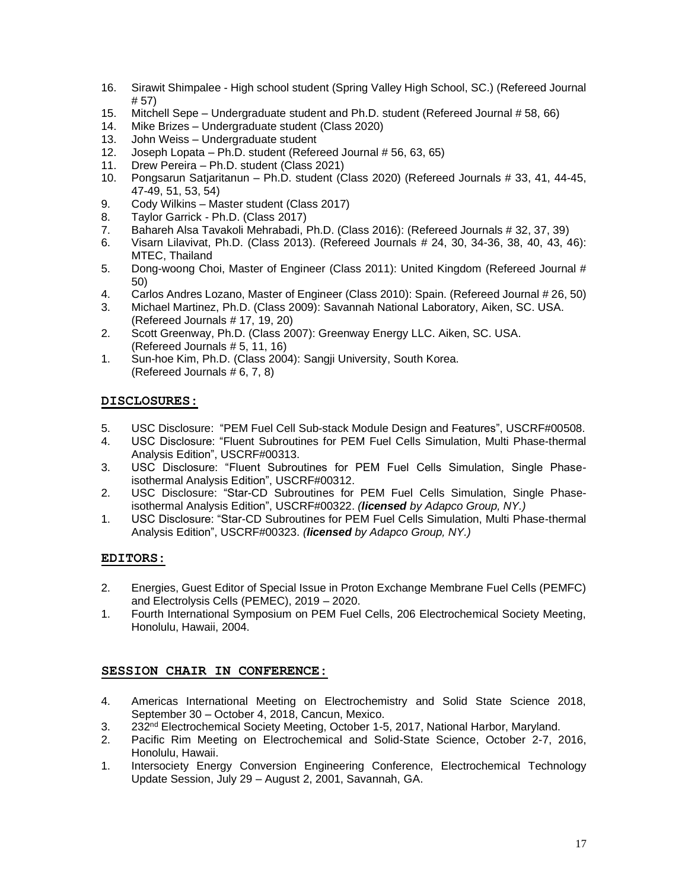16. Sirawit Shimpalee - High school student (Spring Valley High School, SC.) (Refereed Journal # 57)
15. Mitchell Sepe – Undergraduate student and Ph.D. student (Refereed Journal # 58, 66)
14. Mike Brizes – Undergraduate student (Class 2020)
13. John Weiss – Undergraduate student
12. Joseph Lopata – Ph.D. student (Refereed Journal # 56, 63, 65)
11. Drew Pereira – Ph.D. student (Class 2021)
10. Pongsarun Satjaritanun – Ph.D. student (Class 2020) (Refereed Journals # 33, 41, 44-45, 47-49, 51, 53, 54)
9. Cody Wilkins – Master student (Class 2017)
8. Taylor Garrick - Ph.D. (Class 2017)
7. Bahareh Alsa Tavakoli Mehrabadi, Ph.D. (Class 2016): (Refereed Journals # 32, 37, 39)
6. Visarn Lilavivat, Ph.D. (Class 2013). (Refereed Journals # 24, 30, 34-36, 38, 40, 43, 46): MTEC, Thailand
5. Dong-woong Choi, Master of Engineer (Class 2011): United Kingdom (Refereed Journal # 50)
4. Carlos Andres Lozano, Master of Engineer (Class 2010): Spain. (Refereed Journal # 26, 50)
3. Michael Martinez, Ph.D. (Class 2009): Savannah National Laboratory, Aiken, SC. USA. (Refereed Journals # 17, 19, 20)
2. Scott Greenway, Ph.D. (Class 2007): Greenway Energy LLC. Aiken, SC. USA. (Refereed Journals # 5, 11, 16)
1. Sun-hoe Kim, Ph.D. (Class 2004): Sangji University, South Korea. (Refereed Journals # 6, 7, 8)

## DISCLOSURES:

5. USC Disclosure: "PEM Fuel Cell Sub-stack Module Design and Features", USCRF#00508.
4. USC Disclosure: "Fluent Subroutines for PEM Fuel Cells Simulation, Multi Phase-thermal Analysis Edition", USCRF#00313.
3. USC Disclosure: "Fluent Subroutines for PEM Fuel Cells Simulation, Single Phase-isothermal Analysis Edition", USCRF#00312.
2. USC Disclosure: "Star-CD Subroutines for PEM Fuel Cells Simulation, Single Phase-isothermal Analysis Edition", USCRF#00322. *(**licensed** by Adapco Group, NY.)*
1. USC Disclosure: "Star-CD Subroutines for PEM Fuel Cells Simulation, Multi Phase-thermal Analysis Edition", USCRF#00323. *(**licensed** by Adapco Group, NY.)*

## EDITORS:

2. Energies, Guest Editor of Special Issue in Proton Exchange Membrane Fuel Cells (PEMFC) and Electrolysis Cells (PEMEC), 2019 – 2020.
1. Fourth International Symposium on PEM Fuel Cells, 206 Electrochemical Society Meeting, Honolulu, Hawaii, 2004.

## SESSION CHAIR IN CONFERENCE:

4. Americas International Meeting on Electrochemistry and Solid State Science 2018, September 30 – October 4, 2018, Cancun, Mexico.
3. 232nd Electrochemical Society Meeting, October 1-5, 2017, National Harbor, Maryland.
2. Pacific Rim Meeting on Electrochemical and Solid-State Science, October 2-7, 2016, Honolulu, Hawaii.
1. Intersociety Energy Conversion Engineering Conference, Electrochemical Technology Update Session, July 29 – August 2, 2001, Savannah, GA.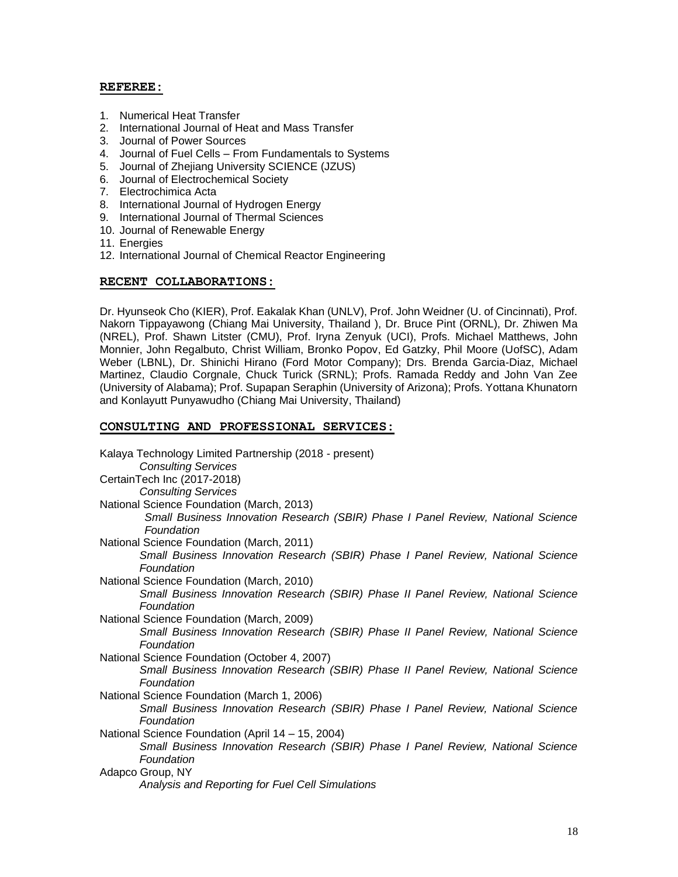## **REFEREE:**

1. Numerical Heat Transfer
2. International Journal of Heat and Mass Transfer
3. Journal of Power Sources
4. Journal of Fuel Cells – From Fundamentals to Systems
5. Journal of Zhejiang University SCIENCE (JZUS)
6. Journal of Electrochemical Society
7. Electrochimica Acta
8. International Journal of Hydrogen Energy
9. International Journal of Thermal Sciences
10. Journal of Renewable Energy
11. Energies
12. International Journal of Chemical Reactor Engineering

## **RECENT COLLABORATIONS:**

Dr. Hyunseok Cho (KIER), Prof. Eakalak Khan (UNLV), Prof. John Weidner (U. of Cincinnati), Prof. Nakorn Tippayawong (Chiang Mai University, Thailand ), Dr. Bruce Pint (ORNL), Dr. Zhiwen Ma (NREL), Prof. Shawn Litster (CMU), Prof. Iryna Zenyuk (UCI), Profs. Michael Matthews, John Monnier, John Regalbuto, Christ William, Bronko Popov, Ed Gatzky, Phil Moore (UofSC), Adam Weber (LBNL), Dr. Shinichi Hirano (Ford Motor Company); Drs. Brenda Garcia-Diaz, Michael Martinez, Claudio Corgnale, Chuck Turick (SRNL); Profs. Ramada Reddy and John Van Zee (University of Alabama); Prof. Supapan Seraphin (University of Arizona); Profs. Yottana Khunatorn and Konlayutt Punyawudho (Chiang Mai University, Thailand)

## **CONSULTING AND PROFESSIONAL SERVICES:**

Kalaya Technology Limited Partnership (2018 - present)
*Consulting Services*

CertainTech Inc (2017-2018)
*Consulting Services*

National Science Foundation (March, 2013)
*Small Business Innovation Research (SBIR) Phase I Panel Review, National Science Foundation*

National Science Foundation (March, 2011)
*Small Business Innovation Research (SBIR) Phase I Panel Review, National Science Foundation*

National Science Foundation (March, 2010)
*Small Business Innovation Research (SBIR) Phase II Panel Review, National Science Foundation*

National Science Foundation (March, 2009)
*Small Business Innovation Research (SBIR) Phase II Panel Review, National Science Foundation*

National Science Foundation (October 4, 2007)
*Small Business Innovation Research (SBIR) Phase II Panel Review, National Science Foundation*

National Science Foundation (March 1, 2006)
*Small Business Innovation Research (SBIR) Phase I Panel Review, National Science Foundation*

National Science Foundation (April 14 – 15, 2004)
*Small Business Innovation Research (SBIR) Phase I Panel Review, National Science Foundation*

Adapco Group, NY
*Analysis and Reporting for Fuel Cell Simulations*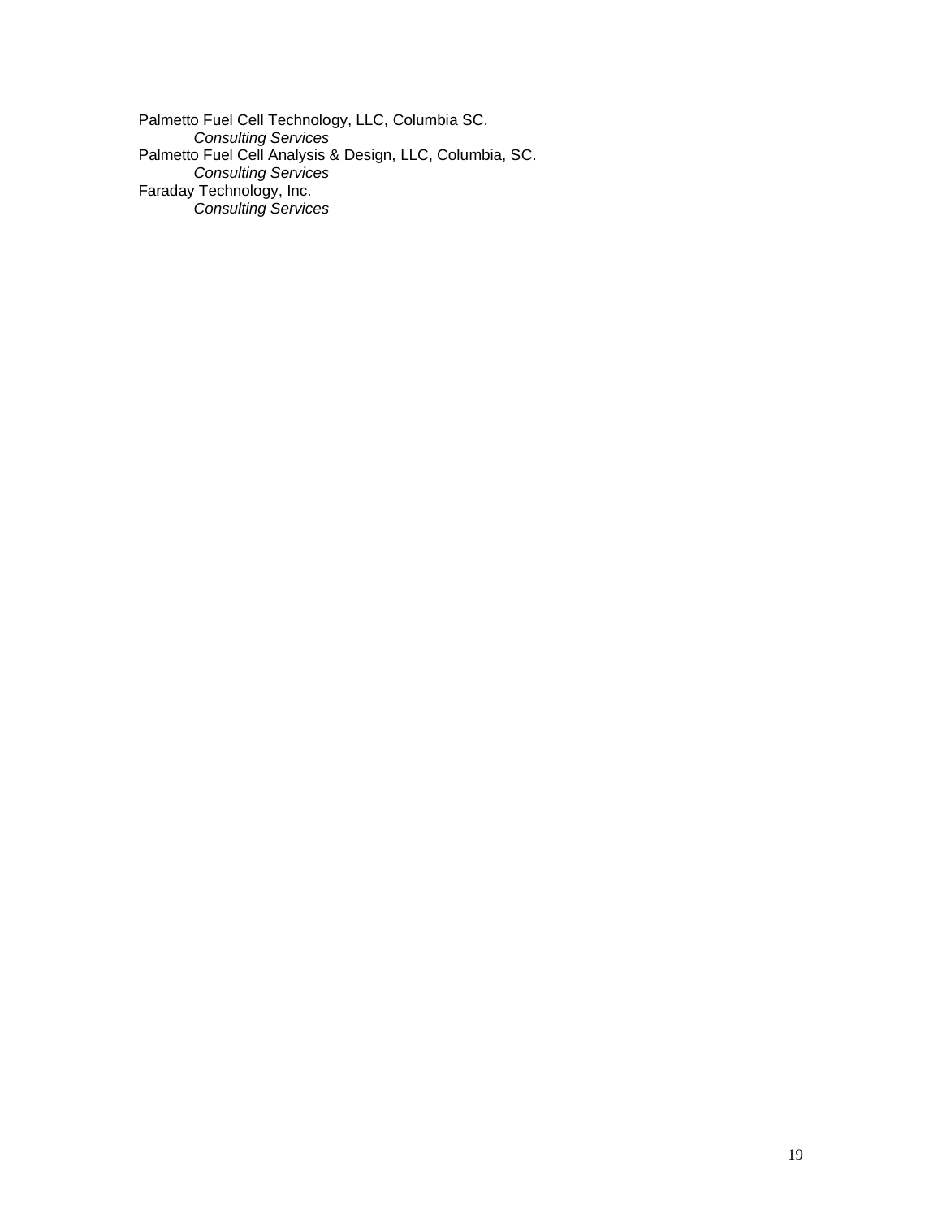Palmetto Fuel Cell Technology, LLC, Columbia SC.

*Consulting Services*

Palmetto Fuel Cell Analysis & Design, LLC, Columbia, SC.

*Consulting Services*

Faraday Technology, Inc.

*Consulting Services*